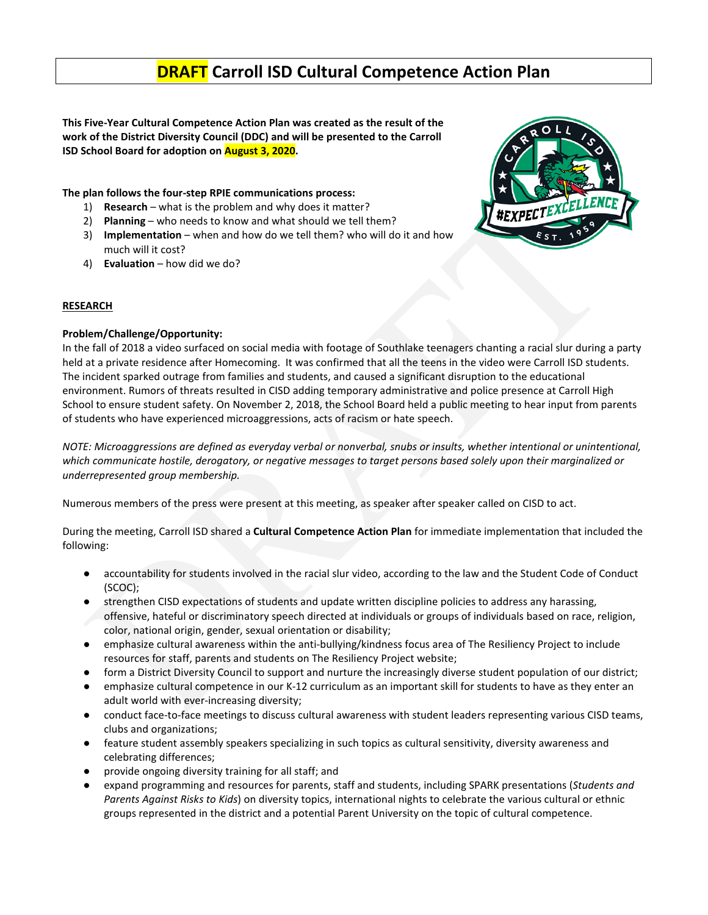# DRAFT Carroll ISD Cultural Competence Action Plan

**This Five-Year Cultural Competence Action Plan was created as the result of the work of the District Diversity Council (DDC) and will be presented to the Carroll ISD School Board for adoption on August 3, 2020.**

**The plan follows the four-step RPIE communications process:**

1) **Research** – what is the problem and why does it matter?
2) **Planning** – who needs to know and what should we tell them?
3) **Implementation** – when and how do we tell them? who will do it and how much will it cost?
4) **Evaluation** – how did we do?

## RESEARCH

**Problem/Challenge/Opportunity:**

In the fall of 2018 a video surfaced on social media with footage of Southlake teenagers chanting a racial slur during a party held at a private residence after Homecoming. It was confirmed that all the teens in the video were Carroll ISD students. The incident sparked outrage from families and students, and caused a significant disruption to the educational environment. Rumors of threats resulted in CISD adding temporary administrative and police presence at Carroll High School to ensure student safety. On November 2, 2018, the School Board held a public meeting to hear input from parents of students who have experienced microaggressions, acts of racism or hate speech.

*NOTE: Microaggressions are defined as everyday verbal or nonverbal, snubs or insults, whether intentional or unintentional, which communicate hostile, derogatory, or negative messages to target persons based solely upon their marginalized or underrepresented group membership.*

Numerous members of the press were present at this meeting, as speaker after speaker called on CISD to act.

During the meeting, Carroll ISD shared a **Cultural Competence Action Plan** for immediate implementation that included the following:

- accountability for students involved in the racial slur video, according to the law and the Student Code of Conduct (SCOC);
- strengthen CISD expectations of students and update written discipline policies to address any harassing, offensive, hateful or discriminatory speech directed at individuals or groups of individuals based on race, religion, color, national origin, gender, sexual orientation or disability;
- emphasize cultural awareness within the anti-bullying/kindness focus area of The Resiliency Project to include resources for staff, parents and students on The Resiliency Project website;
- form a District Diversity Council to support and nurture the increasingly diverse student population of our district;
- emphasize cultural competence in our K-12 curriculum as an important skill for students to have as they enter an adult world with ever-increasing diversity;
- conduct face-to-face meetings to discuss cultural awareness with student leaders representing various CISD teams, clubs and organizations;
- feature student assembly speakers specializing in such topics as cultural sensitivity, diversity awareness and celebrating differences;
- provide ongoing diversity training for all staff; and
- expand programming and resources for parents, staff and students, including SPARK presentations (*Students and Parents Against Risks to Kids*) on diversity topics, international nights to celebrate the various cultural or ethnic groups represented in the district and a potential Parent University on the topic of cultural competence.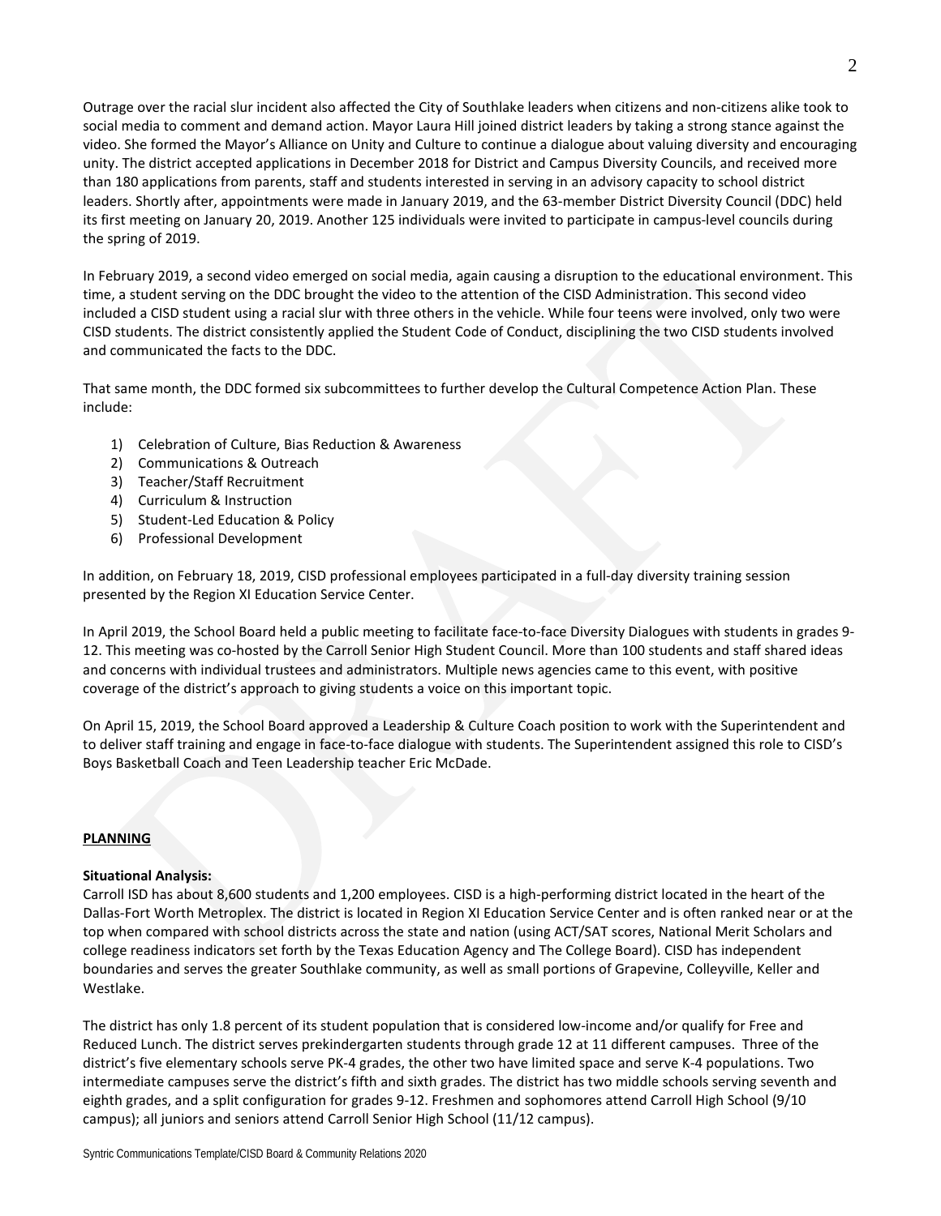Outrage over the racial slur incident also affected the City of Southlake leaders when citizens and non-citizens alike took to social media to comment and demand action. Mayor Laura Hill joined district leaders by taking a strong stance against the video. She formed the Mayor's Alliance on Unity and Culture to continue a dialogue about valuing diversity and encouraging unity. The district accepted applications in December 2018 for District and Campus Diversity Councils, and received more than 180 applications from parents, staff and students interested in serving in an advisory capacity to school district leaders. Shortly after, appointments were made in January 2019, and the 63-member District Diversity Council (DDC) held its first meeting on January 20, 2019. Another 125 individuals were invited to participate in campus-level councils during the spring of 2019.

In February 2019, a second video emerged on social media, again causing a disruption to the educational environment. This time, a student serving on the DDC brought the video to the attention of the CISD Administration. This second video included a CISD student using a racial slur with three others in the vehicle. While four teens were involved, only two were CISD students. The district consistently applied the Student Code of Conduct, disciplining the two CISD students involved and communicated the facts to the DDC.

That same month, the DDC formed six subcommittees to further develop the Cultural Competence Action Plan. These include:

1) Celebration of Culture, Bias Reduction & Awareness
2) Communications & Outreach
3) Teacher/Staff Recruitment
4) Curriculum & Instruction
5) Student-Led Education & Policy
6) Professional Development

In addition, on February 18, 2019, CISD professional employees participated in a full-day diversity training session presented by the Region XI Education Service Center.

In April 2019, the School Board held a public meeting to facilitate face-to-face Diversity Dialogues with students in grades 9-12. This meeting was co-hosted by the Carroll Senior High Student Council. More than 100 students and staff shared ideas and concerns with individual trustees and administrators. Multiple news agencies came to this event, with positive coverage of the district's approach to giving students a voice on this important topic.

On April 15, 2019, the School Board approved a Leadership & Culture Coach position to work with the Superintendent and to deliver staff training and engage in face-to-face dialogue with students. The Superintendent assigned this role to CISD's Boys Basketball Coach and Teen Leadership teacher Eric McDade.

## PLANNING

**Situational Analysis:**
Carroll ISD has about 8,600 students and 1,200 employees. CISD is a high-performing district located in the heart of the Dallas-Fort Worth Metroplex. The district is located in Region XI Education Service Center and is often ranked near or at the top when compared with school districts across the state and nation (using ACT/SAT scores, National Merit Scholars and college readiness indicators set forth by the Texas Education Agency and The College Board). CISD has independent boundaries and serves the greater Southlake community, as well as small portions of Grapevine, Colleyville, Keller and Westlake.

The district has only 1.8 percent of its student population that is considered low-income and/or qualify for Free and Reduced Lunch. The district serves prekindergarten students through grade 12 at 11 different campuses. Three of the district's five elementary schools serve PK-4 grades, the other two have limited space and serve K-4 populations. Two intermediate campuses serve the district's fifth and sixth grades. The district has two middle schools serving seventh and eighth grades, and a split configuration for grades 9-12. Freshmen and sophomores attend Carroll High School (9/10 campus); all juniors and seniors attend Carroll Senior High School (11/12 campus).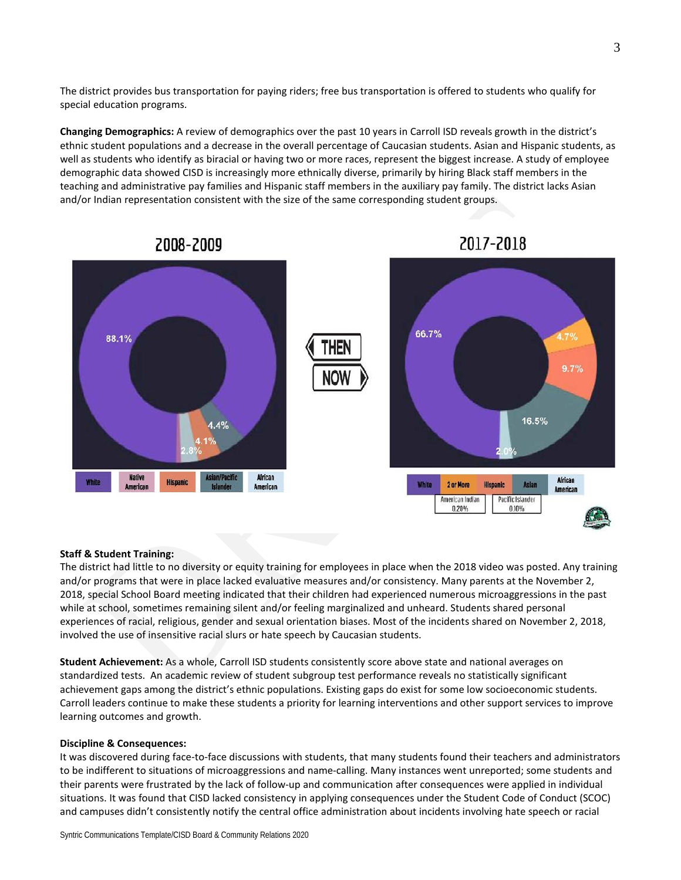The district provides bus transportation for paying riders; free bus transportation is offered to students who qualify for special education programs.

**Changing Demographics:** A review of demographics over the past 10 years in Carroll ISD reveals growth in the district's ethnic student populations and a decrease in the overall percentage of Caucasian students. Asian and Hispanic students, as well as students who identify as biracial or having two or more races, represent the biggest increase. A study of employee demographic data showed CISD is increasingly more ethnically diverse, primarily by hiring Black staff members in the teaching and administrative pay families and Hispanic staff members in the auxiliary pay family. The district lacks Asian and/or Indian representation consistent with the size of the same corresponding student groups.

2008-2009

88.1%, 4.4%, 4.1%, 2.8%

White | Native American | Hispanic | Asian/Pacific Islander | African American

THEN NOW

2017-2018

66.7%, 4.7%, 9.7%, 16.5%, 2.0%

White | 2 or More | Hispanic | Asian | African American

American Indian 0.20% | Pacific Islander 0.10%

**Staff & Student Training:**
The district had little to no diversity or equity training for employees in place when the 2018 video was posted. Any training and/or programs that were in place lacked evaluative measures and/or consistency. Many parents at the November 2, 2018, special School Board meeting indicated that their children had experienced numerous microaggressions in the past while at school, sometimes remaining silent and/or feeling marginalized and unheard. Students shared personal experiences of racial, religious, gender and sexual orientation biases. Most of the incidents shared on November 2, 2018, involved the use of insensitive racial slurs or hate speech by Caucasian students.

**Student Achievement:** As a whole, Carroll ISD students consistently score above state and national averages on standardized tests. An academic review of student subgroup test performance reveals no statistically significant achievement gaps among the district's ethnic populations. Existing gaps do exist for some low socioeconomic students. Carroll leaders continue to make these students a priority for learning interventions and other support services to improve learning outcomes and growth.

**Discipline & Consequences:**
It was discovered during face-to-face discussions with students, that many students found their teachers and administrators to be indifferent to situations of microaggressions and name-calling. Many instances went unreported; some students and their parents were frustrated by the lack of follow-up and communication after consequences were applied in individual situations. It was found that CISD lacked consistency in applying consequences under the Student Code of Conduct (SCOC) and campuses didn't consistently notify the central office administration about incidents involving hate speech or racial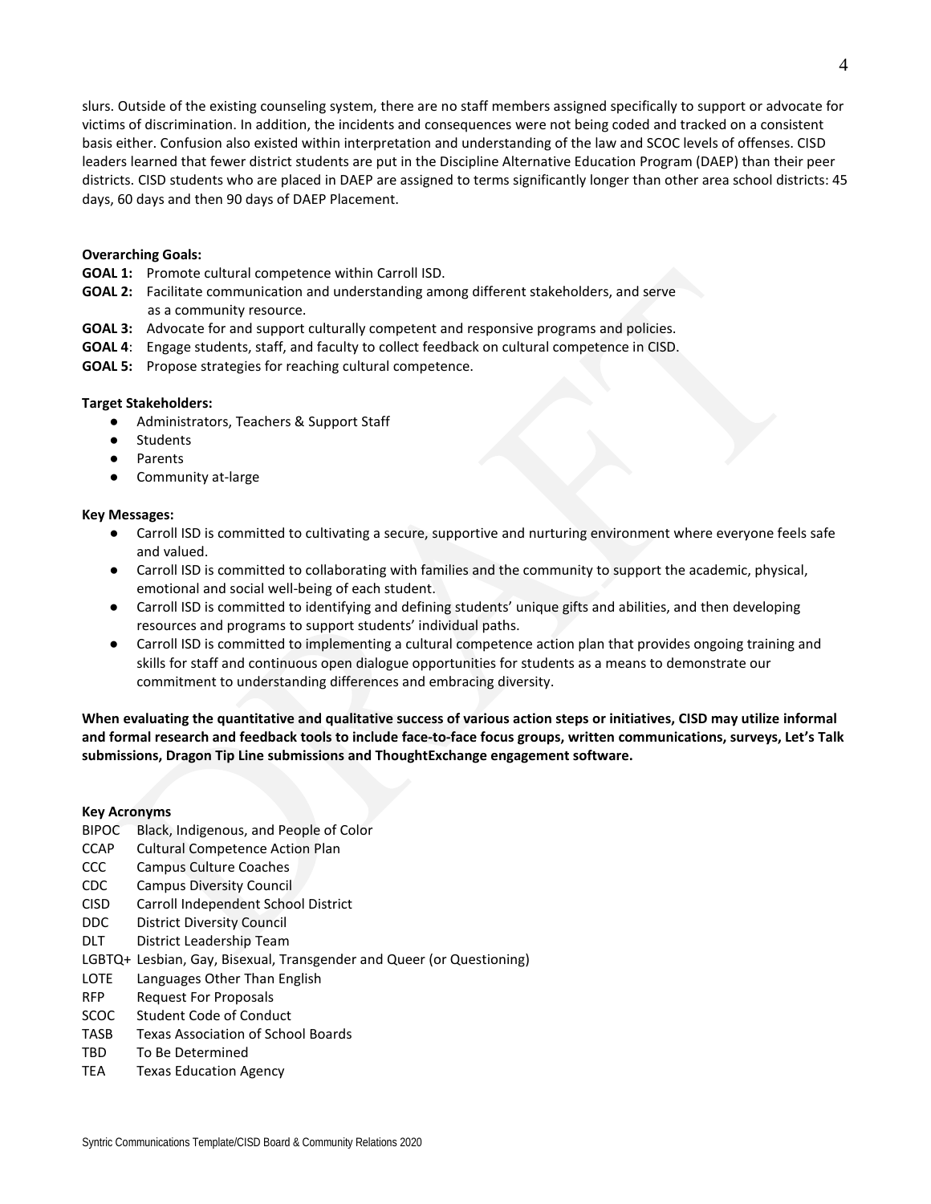slurs. Outside of the existing counseling system, there are no staff members assigned specifically to support or advocate for victims of discrimination. In addition, the incidents and consequences were not being coded and tracked on a consistent basis either. Confusion also existed within interpretation and understanding of the law and SCOC levels of offenses. CISD leaders learned that fewer district students are put in the Discipline Alternative Education Program (DAEP) than their peer districts. CISD students who are placed in DAEP are assigned to terms significantly longer than other area school districts: 45 days, 60 days and then 90 days of DAEP Placement.

**Overarching Goals:**

**GOAL 1:** Promote cultural competence within Carroll ISD.
**GOAL 2:** Facilitate communication and understanding among different stakeholders, and serve as a community resource.
**GOAL 3:** Advocate for and support culturally competent and responsive programs and policies.
**GOAL 4**: Engage students, staff, and faculty to collect feedback on cultural competence in CISD.
**GOAL 5:** Propose strategies for reaching cultural competence.

**Target Stakeholders:**

- Administrators, Teachers & Support Staff
- Students
- Parents
- Community at-large

**Key Messages:**

- Carroll ISD is committed to cultivating a secure, supportive and nurturing environment where everyone feels safe and valued.
- Carroll ISD is committed to collaborating with families and the community to support the academic, physical, emotional and social well-being of each student.
- Carroll ISD is committed to identifying and defining students' unique gifts and abilities, and then developing resources and programs to support students' individual paths.
- Carroll ISD is committed to implementing a cultural competence action plan that provides ongoing training and skills for staff and continuous open dialogue opportunities for students as a means to demonstrate our commitment to understanding differences and embracing diversity.

**When evaluating the quantitative and qualitative success of various action steps or initiatives, CISD may utilize informal and formal research and feedback tools to include face-to-face focus groups, written communications, surveys, Let's Talk submissions, Dragon Tip Line submissions and ThoughtExchange engagement software.**

**Key Acronyms**

BIPOC Black, Indigenous, and People of Color
CCAP Cultural Competence Action Plan
CCC Campus Culture Coaches
CDC Campus Diversity Council
CISD Carroll Independent School District
DDC District Diversity Council
DLT District Leadership Team
LGBTQ+ Lesbian, Gay, Bisexual, Transgender and Queer (or Questioning)
LOTE Languages Other Than English
RFP Request For Proposals
SCOC Student Code of Conduct
TASB Texas Association of School Boards
TBD To Be Determined
TEA Texas Education Agency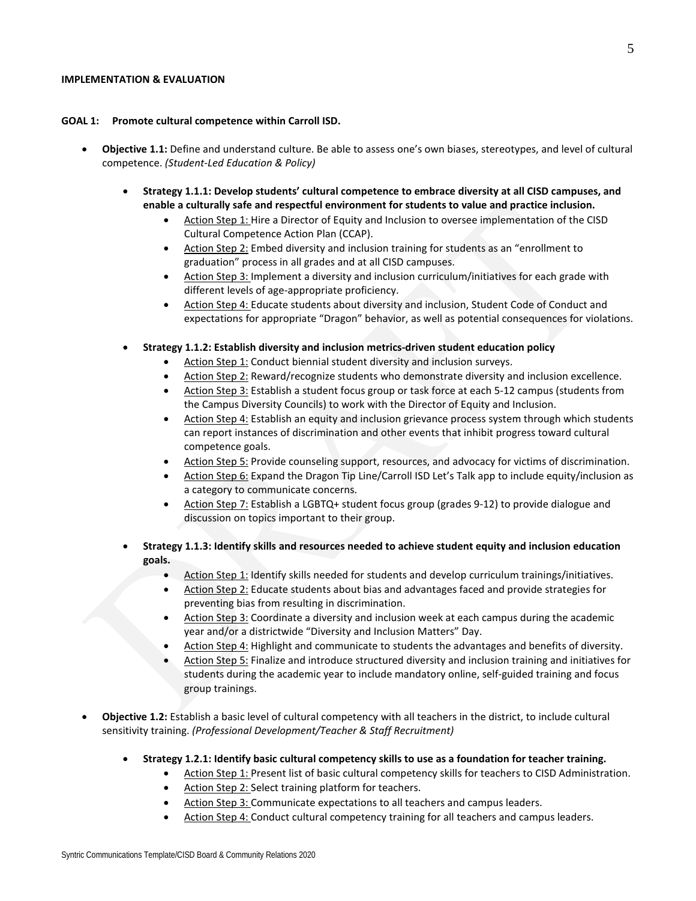**IMPLEMENTATION & EVALUATION**

**GOAL 1: Promote cultural competence within Carroll ISD.**

- **Objective 1.1:** Define and understand culture. Be able to assess one's own biases, stereotypes, and level of cultural competence. *(Student-Led Education & Policy)*

    - **Strategy 1.1.1: Develop students' cultural competence to embrace diversity at all CISD campuses, and enable a culturally safe and respectful environment for students to value and practice inclusion.**
        - Action Step 1: Hire a Director of Equity and Inclusion to oversee implementation of the CISD Cultural Competence Action Plan (CCAP).
        - Action Step 2: Embed diversity and inclusion training for students as an "enrollment to graduation" process in all grades and at all CISD campuses.
        - Action Step 3: Implement a diversity and inclusion curriculum/initiatives for each grade with different levels of age-appropriate proficiency.
        - Action Step 4: Educate students about diversity and inclusion, Student Code of Conduct and expectations for appropriate "Dragon" behavior, as well as potential consequences for violations.

    - **Strategy 1.1.2: Establish diversity and inclusion metrics-driven student education policy**
        - Action Step 1: Conduct biennial student diversity and inclusion surveys.
        - Action Step 2: Reward/recognize students who demonstrate diversity and inclusion excellence.
        - Action Step 3: Establish a student focus group or task force at each 5-12 campus (students from the Campus Diversity Councils) to work with the Director of Equity and Inclusion.
        - Action Step 4: Establish an equity and inclusion grievance process system through which students can report instances of discrimination and other events that inhibit progress toward cultural competence goals.
        - Action Step 5: Provide counseling support, resources, and advocacy for victims of discrimination.
        - Action Step 6: Expand the Dragon Tip Line/Carroll ISD Let's Talk app to include equity/inclusion as a category to communicate concerns.
        - Action Step 7: Establish a LGBTQ+ student focus group (grades 9-12) to provide dialogue and discussion on topics important to their group.

    - **Strategy 1.1.3: Identify skills and resources needed to achieve student equity and inclusion education goals.**
        - Action Step 1: Identify skills needed for students and develop curriculum trainings/initiatives.
        - Action Step 2: Educate students about bias and advantages faced and provide strategies for preventing bias from resulting in discrimination.
        - Action Step 3: Coordinate a diversity and inclusion week at each campus during the academic year and/or a districtwide "Diversity and Inclusion Matters" Day.
        - Action Step 4: Highlight and communicate to students the advantages and benefits of diversity.
        - Action Step 5: Finalize and introduce structured diversity and inclusion training and initiatives for students during the academic year to include mandatory online, self-guided training and focus group trainings.

- **Objective 1.2:** Establish a basic level of cultural competency with all teachers in the district, to include cultural sensitivity training. *(Professional Development/Teacher & Staff Recruitment)*

    - **Strategy 1.2.1: Identify basic cultural competency skills to use as a foundation for teacher training.**
        - Action Step 1: Present list of basic cultural competency skills for teachers to CISD Administration.
        - Action Step 2: Select training platform for teachers.
        - Action Step 3: Communicate expectations to all teachers and campus leaders.
        - Action Step 4: Conduct cultural competency training for all teachers and campus leaders.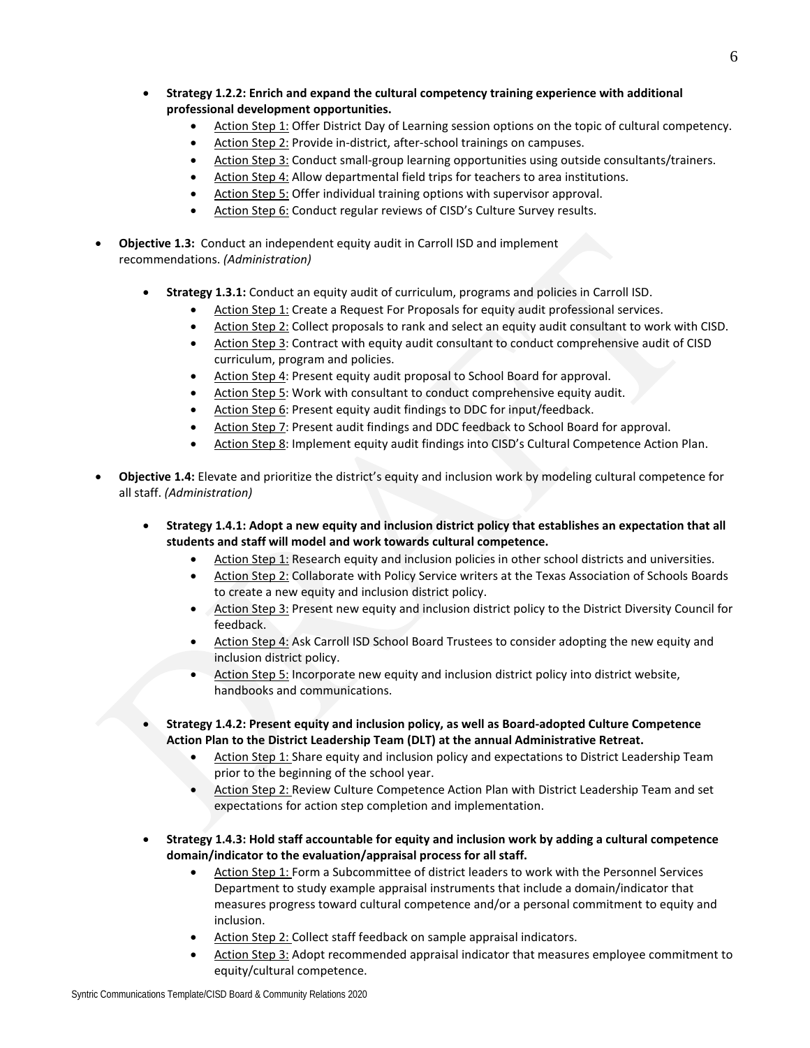- **Strategy 1.2.2: Enrich and expand the cultural competency training experience with additional professional development opportunities.**
  - Action Step 1: Offer District Day of Learning session options on the topic of cultural competency.
  - Action Step 2: Provide in-district, after-school trainings on campuses.
  - Action Step 3: Conduct small-group learning opportunities using outside consultants/trainers.
  - Action Step 4: Allow departmental field trips for teachers to area institutions.
  - Action Step 5: Offer individual training options with supervisor approval.
  - Action Step 6: Conduct regular reviews of CISD's Culture Survey results.

- **Objective 1.3:** Conduct an independent equity audit in Carroll ISD and implement recommendations. *(Administration)*

  - **Strategy 1.3.1:** Conduct an equity audit of curriculum, programs and policies in Carroll ISD.
    - Action Step 1: Create a Request For Proposals for equity audit professional services.
    - Action Step 2: Collect proposals to rank and select an equity audit consultant to work with CISD.
    - Action Step 3: Contract with equity audit consultant to conduct comprehensive audit of CISD curriculum, program and policies.
    - Action Step 4: Present equity audit proposal to School Board for approval.
    - Action Step 5: Work with consultant to conduct comprehensive equity audit.
    - Action Step 6: Present equity audit findings to DDC for input/feedback.
    - Action Step 7: Present audit findings and DDC feedback to School Board for approval.
    - Action Step 8: Implement equity audit findings into CISD's Cultural Competence Action Plan.

- **Objective 1.4:** Elevate and prioritize the district's equity and inclusion work by modeling cultural competence for all staff. *(Administration)*

  - **Strategy 1.4.1: Adopt a new equity and inclusion district policy that establishes an expectation that all students and staff will model and work towards cultural competence.**
    - Action Step 1: Research equity and inclusion policies in other school districts and universities.
    - Action Step 2: Collaborate with Policy Service writers at the Texas Association of Schools Boards to create a new equity and inclusion district policy.
    - Action Step 3: Present new equity and inclusion district policy to the District Diversity Council for feedback.
    - Action Step 4: Ask Carroll ISD School Board Trustees to consider adopting the new equity and inclusion district policy.
    - Action Step 5: Incorporate new equity and inclusion district policy into district website, handbooks and communications.

  - **Strategy 1.4.2: Present equity and inclusion policy, as well as Board-adopted Culture Competence Action Plan to the District Leadership Team (DLT) at the annual Administrative Retreat.**
    - Action Step 1: Share equity and inclusion policy and expectations to District Leadership Team prior to the beginning of the school year.
    - Action Step 2: Review Culture Competence Action Plan with District Leadership Team and set expectations for action step completion and implementation.

  - **Strategy 1.4.3: Hold staff accountable for equity and inclusion work by adding a cultural competence domain/indicator to the evaluation/appraisal process for all staff.**
    - Action Step 1: Form a Subcommittee of district leaders to work with the Personnel Services Department to study example appraisal instruments that include a domain/indicator that measures progress toward cultural competence and/or a personal commitment to equity and inclusion.
    - Action Step 2: Collect staff feedback on sample appraisal indicators.
    - Action Step 3: Adopt recommended appraisal indicator that measures employee commitment to equity/cultural competence.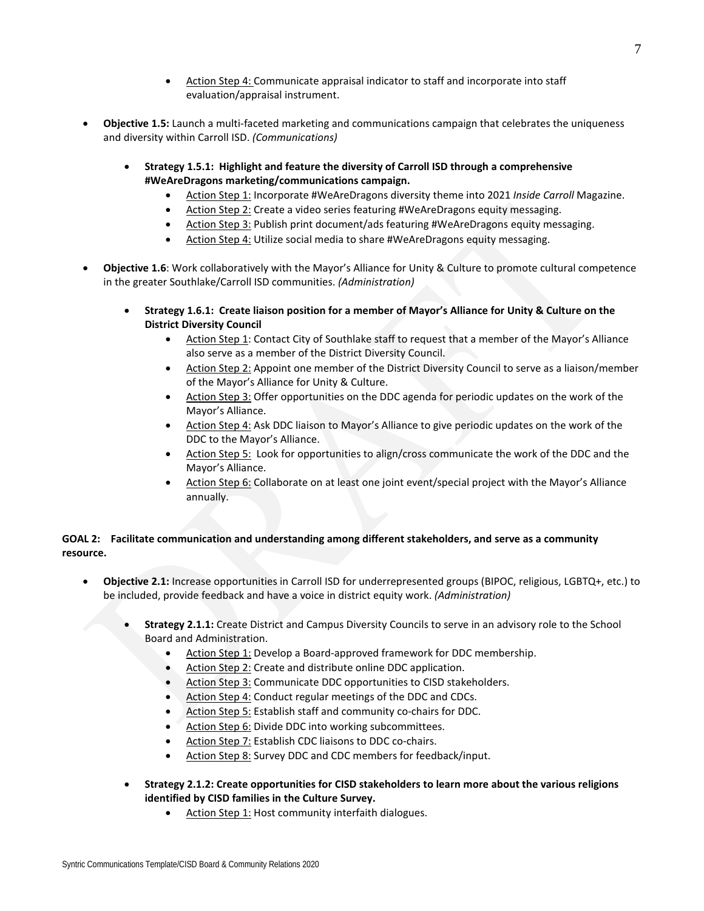- Action Step 4: Communicate appraisal indicator to staff and incorporate into staff evaluation/appraisal instrument.

- **Objective 1.5:** Launch a multi-faceted marketing and communications campaign that celebrates the uniqueness and diversity within Carroll ISD. *(Communications)*

  - **Strategy 1.5.1: Highlight and feature the diversity of Carroll ISD through a comprehensive #WeAreDragons marketing/communications campaign.**
    - Action Step 1: Incorporate #WeAreDragons diversity theme into 2021 *Inside Carroll* Magazine.
    - Action Step 2: Create a video series featuring #WeAreDragons equity messaging.
    - Action Step 3: Publish print document/ads featuring #WeAreDragons equity messaging.
    - Action Step 4: Utilize social media to share #WeAreDragons equity messaging.

- **Objective 1.6**: Work collaboratively with the Mayor's Alliance for Unity & Culture to promote cultural competence in the greater Southlake/Carroll ISD communities. *(Administration)*

  - **Strategy 1.6.1: Create liaison position for a member of Mayor's Alliance for Unity & Culture on the District Diversity Council**
    - Action Step 1: Contact City of Southlake staff to request that a member of the Mayor's Alliance also serve as a member of the District Diversity Council.
    - Action Step 2: Appoint one member of the District Diversity Council to serve as a liaison/member of the Mayor's Alliance for Unity & Culture.
    - Action Step 3: Offer opportunities on the DDC agenda for periodic updates on the work of the Mayor's Alliance.
    - Action Step 4: Ask DDC liaison to Mayor's Alliance to give periodic updates on the work of the DDC to the Mayor's Alliance.
    - Action Step 5: Look for opportunities to align/cross communicate the work of the DDC and the Mayor's Alliance.
    - Action Step 6: Collaborate on at least one joint event/special project with the Mayor's Alliance annually.

**GOAL 2: Facilitate communication and understanding among different stakeholders, and serve as a community resource.**

- **Objective 2.1:** Increase opportunities in Carroll ISD for underrepresented groups (BIPOC, religious, LGBTQ+, etc.) to be included, provide feedback and have a voice in district equity work. *(Administration)*

  - **Strategy 2.1.1:** Create District and Campus Diversity Councils to serve in an advisory role to the School Board and Administration.
    - Action Step 1: Develop a Board-approved framework for DDC membership.
    - Action Step 2: Create and distribute online DDC application.
    - Action Step 3: Communicate DDC opportunities to CISD stakeholders.
    - Action Step 4: Conduct regular meetings of the DDC and CDCs.
    - Action Step 5: Establish staff and community co-chairs for DDC.
    - Action Step 6: Divide DDC into working subcommittees.
    - Action Step 7: Establish CDC liaisons to DDC co-chairs.
    - Action Step 8: Survey DDC and CDC members for feedback/input.

  - **Strategy 2.1.2: Create opportunities for CISD stakeholders to learn more about the various religions identified by CISD families in the Culture Survey.**
    - Action Step 1: Host community interfaith dialogues.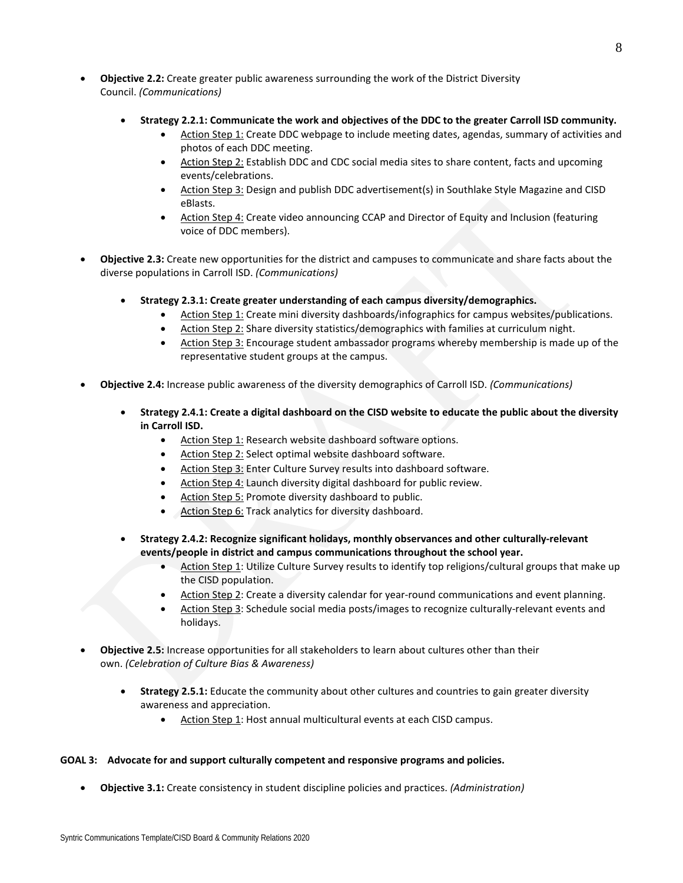- **Objective 2.2:** Create greater public awareness surrounding the work of the District Diversity Council. *(Communications)*

  - **Strategy 2.2.1: Communicate the work and objectives of the DDC to the greater Carroll ISD community.**
    - Action Step 1: Create DDC webpage to include meeting dates, agendas, summary of activities and photos of each DDC meeting.
    - Action Step 2: Establish DDC and CDC social media sites to share content, facts and upcoming events/celebrations.
    - Action Step 3: Design and publish DDC advertisement(s) in Southlake Style Magazine and CISD eBlasts.
    - Action Step 4: Create video announcing CCAP and Director of Equity and Inclusion (featuring voice of DDC members).

- **Objective 2.3:** Create new opportunities for the district and campuses to communicate and share facts about the diverse populations in Carroll ISD. *(Communications)*

  - **Strategy 2.3.1: Create greater understanding of each campus diversity/demographics.**
    - Action Step 1: Create mini diversity dashboards/infographics for campus websites/publications.
    - Action Step 2: Share diversity statistics/demographics with families at curriculum night.
    - Action Step 3: Encourage student ambassador programs whereby membership is made up of the representative student groups at the campus.

- **Objective 2.4:** Increase public awareness of the diversity demographics of Carroll ISD. *(Communications)*

  - **Strategy 2.4.1: Create a digital dashboard on the CISD website to educate the public about the diversity in Carroll ISD.**
    - Action Step 1: Research website dashboard software options.
    - Action Step 2: Select optimal website dashboard software.
    - Action Step 3: Enter Culture Survey results into dashboard software.
    - Action Step 4: Launch diversity digital dashboard for public review.
    - Action Step 5: Promote diversity dashboard to public.
    - Action Step 6: Track analytics for diversity dashboard.

  - **Strategy 2.4.2: Recognize significant holidays, monthly observances and other culturally-relevant events/people in district and campus communications throughout the school year.**
    - Action Step 1: Utilize Culture Survey results to identify top religions/cultural groups that make up the CISD population.
    - Action Step 2: Create a diversity calendar for year-round communications and event planning.
    - Action Step 3: Schedule social media posts/images to recognize culturally-relevant events and holidays.

- **Objective 2.5:** Increase opportunities for all stakeholders to learn about cultures other than their own. *(Celebration of Culture Bias & Awareness)*

  - **Strategy 2.5.1:** Educate the community about other cultures and countries to gain greater diversity awareness and appreciation.
    - Action Step 1: Host annual multicultural events at each CISD campus.

**GOAL 3: Advocate for and support culturally competent and responsive programs and policies.**

- **Objective 3.1:** Create consistency in student discipline policies and practices. *(Administration)*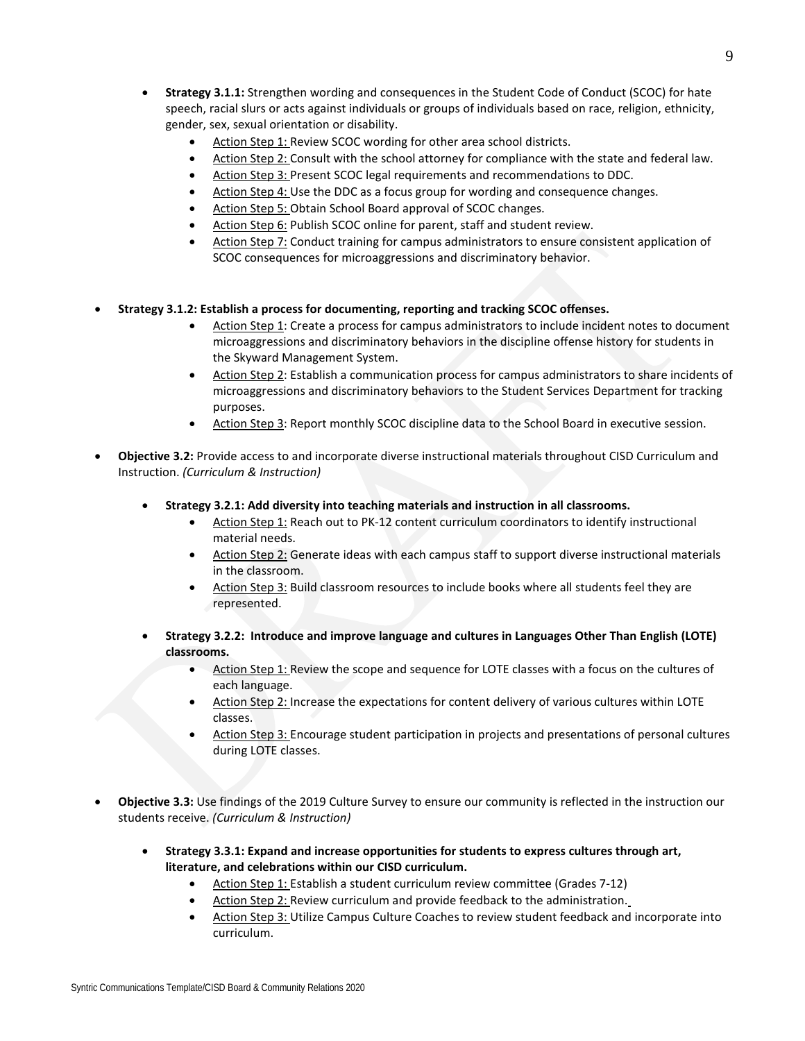- **Strategy 3.1.1:** Strengthen wording and consequences in the Student Code of Conduct (SCOC) for hate speech, racial slurs or acts against individuals or groups of individuals based on race, religion, ethnicity, gender, sex, sexual orientation or disability.
    - Action Step 1: Review SCOC wording for other area school districts.
    - Action Step 2: Consult with the school attorney for compliance with the state and federal law.
    - Action Step 3: Present SCOC legal requirements and recommendations to DDC.
    - Action Step 4: Use the DDC as a focus group for wording and consequence changes.
    - Action Step 5: Obtain School Board approval of SCOC changes.
    - Action Step 6: Publish SCOC online for parent, staff and student review.
    - Action Step 7: Conduct training for campus administrators to ensure consistent application of SCOC consequences for microaggressions and discriminatory behavior.

- **Strategy 3.1.2: Establish a process for documenting, reporting and tracking SCOC offenses.**
    - Action Step 1: Create a process for campus administrators to include incident notes to document microaggressions and discriminatory behaviors in the discipline offense history for students in the Skyward Management System.
    - Action Step 2: Establish a communication process for campus administrators to share incidents of microaggressions and discriminatory behaviors to the Student Services Department for tracking purposes.
    - Action Step 3: Report monthly SCOC discipline data to the School Board in executive session.

- **Objective 3.2:** Provide access to and incorporate diverse instructional materials throughout CISD Curriculum and Instruction. *(Curriculum & Instruction)*

    - **Strategy 3.2.1: Add diversity into teaching materials and instruction in all classrooms.**
        - Action Step 1: Reach out to PK-12 content curriculum coordinators to identify instructional material needs.
        - Action Step 2: Generate ideas with each campus staff to support diverse instructional materials in the classroom.
        - Action Step 3: Build classroom resources to include books where all students feel they are represented.

    - **Strategy 3.2.2: Introduce and improve language and cultures in Languages Other Than English (LOTE) classrooms.**
        - Action Step 1: Review the scope and sequence for LOTE classes with a focus on the cultures of each language.
        - Action Step 2: Increase the expectations for content delivery of various cultures within LOTE classes.
        - Action Step 3: Encourage student participation in projects and presentations of personal cultures during LOTE classes.

- **Objective 3.3:** Use findings of the 2019 Culture Survey to ensure our community is reflected in the instruction our students receive. *(Curriculum & Instruction)*

    - **Strategy 3.3.1: Expand and increase opportunities for students to express cultures through art, literature, and celebrations within our CISD curriculum.**
        - Action Step 1: Establish a student curriculum review committee (Grades 7-12)
        - Action Step 2: Review curriculum and provide feedback to the administration.
        - Action Step 3: Utilize Campus Culture Coaches to review student feedback and incorporate into curriculum.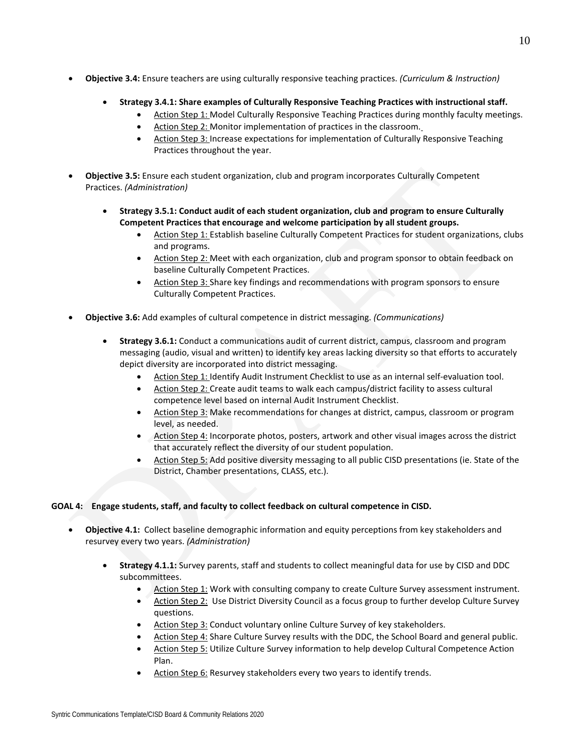- **Objective 3.4:** Ensure teachers are using culturally responsive teaching practices. *(Curriculum & Instruction)*

    - **Strategy 3.4.1: Share examples of Culturally Responsive Teaching Practices with instructional staff.**
        - Action Step 1: Model Culturally Responsive Teaching Practices during monthly faculty meetings.
        - Action Step 2: Monitor implementation of practices in the classroom.
        - Action Step 3: Increase expectations for implementation of Culturally Responsive Teaching Practices throughout the year.

- **Objective 3.5:** Ensure each student organization, club and program incorporates Culturally Competent Practices. *(Administration)*

    - **Strategy 3.5.1: Conduct audit of each student organization, club and program to ensure Culturally Competent Practices that encourage and welcome participation by all student groups.**
        - Action Step 1: Establish baseline Culturally Competent Practices for student organizations, clubs and programs.
        - Action Step 2: Meet with each organization, club and program sponsor to obtain feedback on baseline Culturally Competent Practices.
        - Action Step 3: Share key findings and recommendations with program sponsors to ensure Culturally Competent Practices.

- **Objective 3.6:** Add examples of cultural competence in district messaging. *(Communications)*

    - **Strategy 3.6.1:** Conduct a communications audit of current district, campus, classroom and program messaging (audio, visual and written) to identify key areas lacking diversity so that efforts to accurately depict diversity are incorporated into district messaging.
        - Action Step 1: Identify Audit Instrument Checklist to use as an internal self-evaluation tool.
        - Action Step 2: Create audit teams to walk each campus/district facility to assess cultural competence level based on internal Audit Instrument Checklist.
        - Action Step 3: Make recommendations for changes at district, campus, classroom or program level, as needed.
        - Action Step 4: Incorporate photos, posters, artwork and other visual images across the district that accurately reflect the diversity of our student population.
        - Action Step 5: Add positive diversity messaging to all public CISD presentations (ie. State of the District, Chamber presentations, CLASS, etc.).

**GOAL 4: Engage students, staff, and faculty to collect feedback on cultural competence in CISD.**

- **Objective 4.1:** Collect baseline demographic information and equity perceptions from key stakeholders and resurvey every two years. *(Administration)*

    - **Strategy 4.1.1:** Survey parents, staff and students to collect meaningful data for use by CISD and DDC subcommittees.
        - Action Step 1: Work with consulting company to create Culture Survey assessment instrument.
        - Action Step 2: Use District Diversity Council as a focus group to further develop Culture Survey questions.
        - Action Step 3: Conduct voluntary online Culture Survey of key stakeholders.
        - Action Step 4: Share Culture Survey results with the DDC, the School Board and general public.
        - Action Step 5: Utilize Culture Survey information to help develop Cultural Competence Action Plan.
        - Action Step 6: Resurvey stakeholders every two years to identify trends.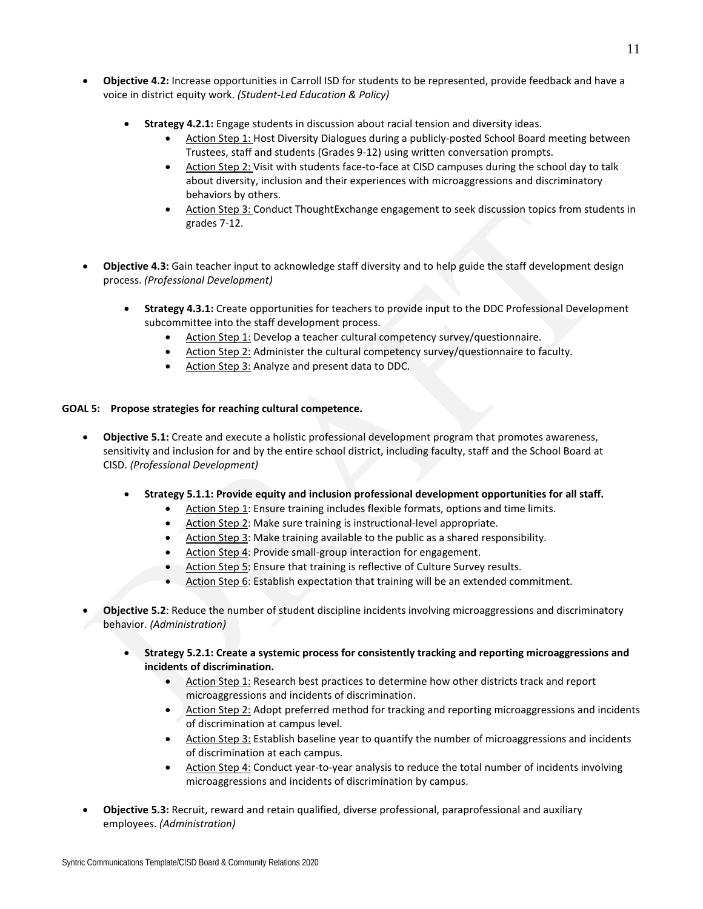- **Objective 4.2:** Increase opportunities in Carroll ISD for students to be represented, provide feedback and have a voice in district equity work. *(Student-Led Education & Policy)*

  - **Strategy 4.2.1:** Engage students in discussion about racial tension and diversity ideas.
    - Action Step 1: Host Diversity Dialogues during a publicly-posted School Board meeting between Trustees, staff and students (Grades 9-12) using written conversation prompts.
    - Action Step 2: Visit with students face-to-face at CISD campuses during the school day to talk about diversity, inclusion and their experiences with microaggressions and discriminatory behaviors by others.
    - Action Step 3: Conduct ThoughtExchange engagement to seek discussion topics from students in grades 7-12.

- **Objective 4.3:** Gain teacher input to acknowledge staff diversity and to help guide the staff development design process. *(Professional Development)*

  - **Strategy 4.3.1:** Create opportunities for teachers to provide input to the DDC Professional Development subcommittee into the staff development process.
    - Action Step 1: Develop a teacher cultural competency survey/questionnaire.
    - Action Step 2: Administer the cultural competency survey/questionnaire to faculty.
    - Action Step 3: Analyze and present data to DDC.

**GOAL 5: Propose strategies for reaching cultural competence.**

- **Objective 5.1:** Create and execute a holistic professional development program that promotes awareness, sensitivity and inclusion for and by the entire school district, including faculty, staff and the School Board at CISD. *(Professional Development)*

  - **Strategy 5.1.1: Provide equity and inclusion professional development opportunities for all staff.**
    - Action Step 1: Ensure training includes flexible formats, options and time limits.
    - Action Step 2: Make sure training is instructional-level appropriate.
    - Action Step 3: Make training available to the public as a shared responsibility.
    - Action Step 4: Provide small-group interaction for engagement.
    - Action Step 5: Ensure that training is reflective of Culture Survey results.
    - Action Step 6: Establish expectation that training will be an extended commitment.

- **Objective 5.2**: Reduce the number of student discipline incidents involving microaggressions and discriminatory behavior. *(Administration)*

  - **Strategy 5.2.1: Create a systemic process for consistently tracking and reporting microaggressions and incidents of discrimination.**
    - Action Step 1: Research best practices to determine how other districts track and report microaggressions and incidents of discrimination.
    - Action Step 2: Adopt preferred method for tracking and reporting microaggressions and incidents of discrimination at campus level.
    - Action Step 3: Establish baseline year to quantify the number of microaggressions and incidents of discrimination at each campus.
    - Action Step 4: Conduct year-to-year analysis to reduce the total number of incidents involving microaggressions and incidents of discrimination by campus.

- **Objective 5.3:** Recruit, reward and retain qualified, diverse professional, paraprofessional and auxiliary employees. *(Administration)*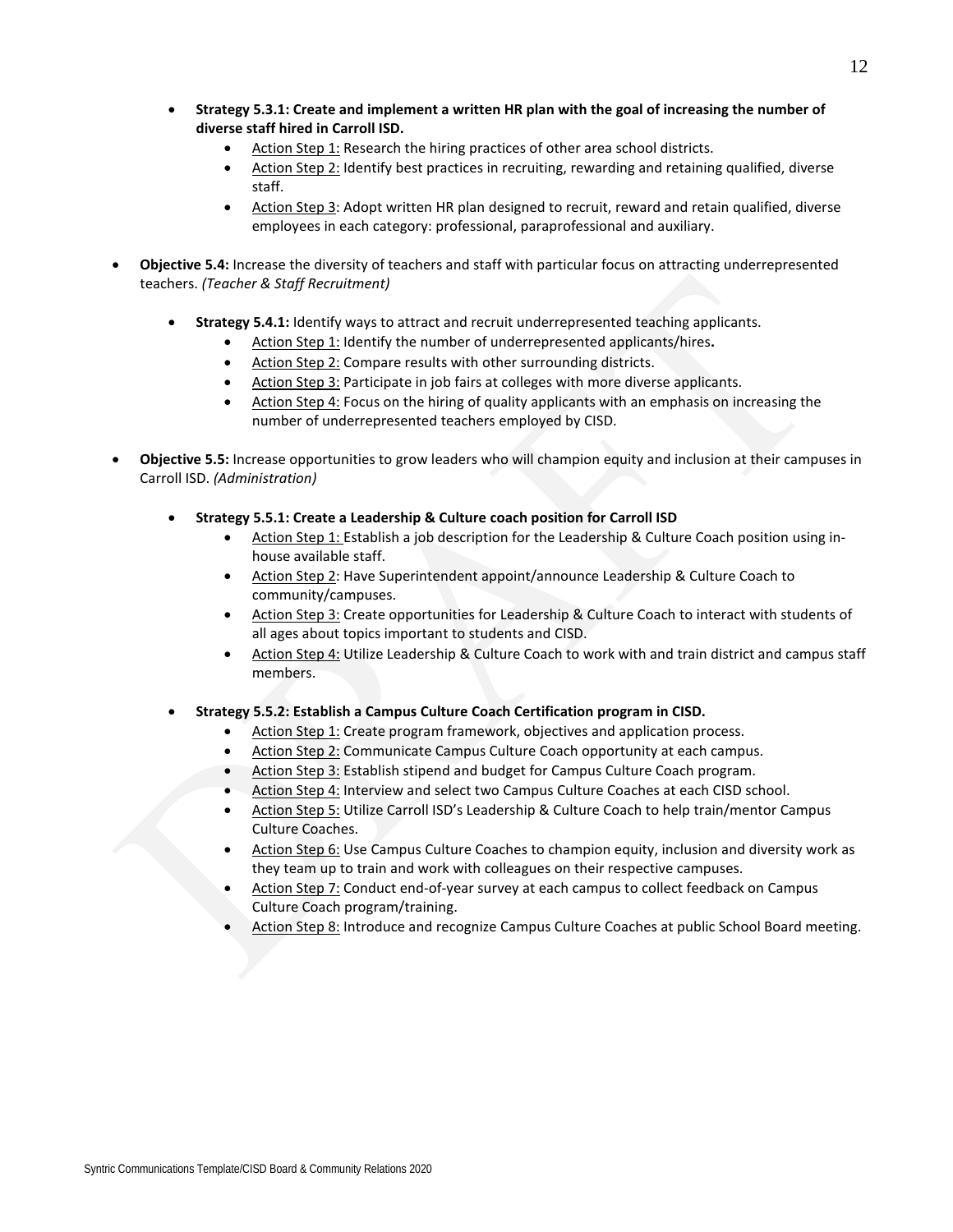- **Strategy 5.3.1: Create and implement a written HR plan with the goal of increasing the number of diverse staff hired in Carroll ISD.**
  - Action Step 1: Research the hiring practices of other area school districts.
  - Action Step 2: Identify best practices in recruiting, rewarding and retaining qualified, diverse staff.
  - Action Step 3: Adopt written HR plan designed to recruit, reward and retain qualified, diverse employees in each category: professional, paraprofessional and auxiliary.

- **Objective 5.4:** Increase the diversity of teachers and staff with particular focus on attracting underrepresented teachers. *(Teacher & Staff Recruitment)*

  - **Strategy 5.4.1:** Identify ways to attract and recruit underrepresented teaching applicants.
    - Action Step 1: Identify the number of underrepresented applicants/hires**.**
    - Action Step 2: Compare results with other surrounding districts.
    - Action Step 3: Participate in job fairs at colleges with more diverse applicants.
    - Action Step 4: Focus on the hiring of quality applicants with an emphasis on increasing the number of underrepresented teachers employed by CISD.

- **Objective 5.5:** Increase opportunities to grow leaders who will champion equity and inclusion at their campuses in Carroll ISD. *(Administration)*

  - **Strategy 5.5.1: Create a Leadership & Culture coach position for Carroll ISD**
    - Action Step 1: Establish a job description for the Leadership & Culture Coach position using in-house available staff.
    - Action Step 2: Have Superintendent appoint/announce Leadership & Culture Coach to community/campuses.
    - Action Step 3: Create opportunities for Leadership & Culture Coach to interact with students of all ages about topics important to students and CISD.
    - Action Step 4: Utilize Leadership & Culture Coach to work with and train district and campus staff members.

  - **Strategy 5.5.2: Establish a Campus Culture Coach Certification program in CISD.**
    - Action Step 1: Create program framework, objectives and application process.
    - Action Step 2: Communicate Campus Culture Coach opportunity at each campus.
    - Action Step 3: Establish stipend and budget for Campus Culture Coach program.
    - Action Step 4: Interview and select two Campus Culture Coaches at each CISD school.
    - Action Step 5: Utilize Carroll ISD's Leadership & Culture Coach to help train/mentor Campus Culture Coaches.
    - Action Step 6: Use Campus Culture Coaches to champion equity, inclusion and diversity work as they team up to train and work with colleagues on their respective campuses.
    - Action Step 7: Conduct end-of-year survey at each campus to collect feedback on Campus Culture Coach program/training.
    - Action Step 8: Introduce and recognize Campus Culture Coaches at public School Board meeting.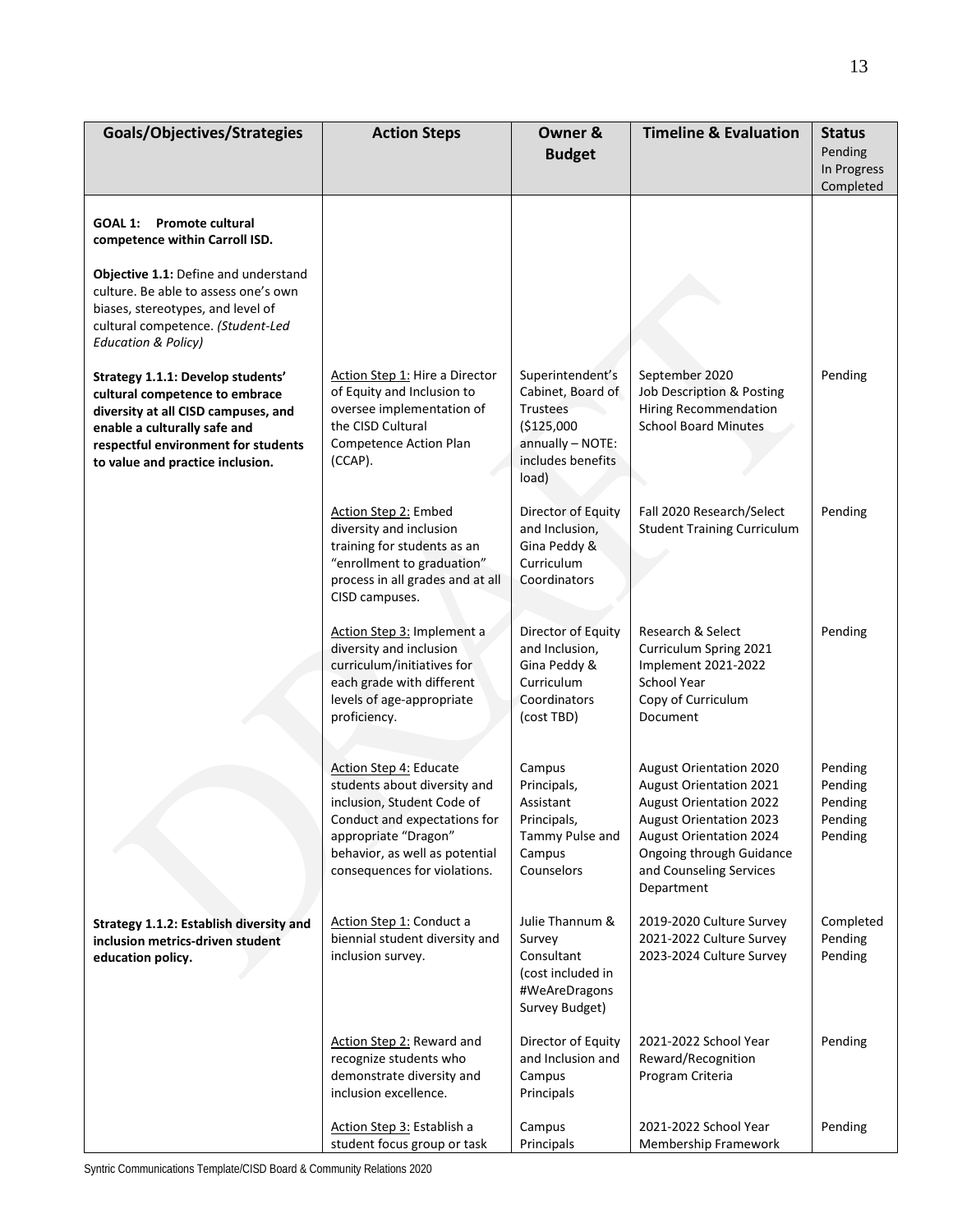| Goals/Objectives/Strategies | Action Steps | Owner & Budget | Timeline & Evaluation | Status Pending In Progress Completed |
|---|---|---|---|---|
| **GOAL 1: Promote cultural competence within Carroll ISD.**<br><br>**Objective 1.1:** Define and understand culture. Be able to assess one's own biases, stereotypes, and level of cultural competence. *(Student-Led Education & Policy)* | | | | |
| **Strategy 1.1.1: Develop students' cultural competence to embrace diversity at all CISD campuses, and enable a culturally safe and respectful environment for students to value and practice inclusion.** | Action Step 1: Hire a Director of Equity and Inclusion to oversee implementation of the CISD Cultural Competence Action Plan (CCAP). | Superintendent's Cabinet, Board of Trustees ($125,000 annually – NOTE: includes benefits load) | September 2020<br>Job Description & Posting<br>Hiring Recommendation<br>School Board Minutes | Pending |
| | Action Step 2: Embed diversity and inclusion training for students as an "enrollment to graduation" process in all grades and at all CISD campuses. | Director of Equity and Inclusion, Gina Peddy & Curriculum Coordinators | Fall 2020 Research/Select Student Training Curriculum | Pending |
| | Action Step 3: Implement a diversity and inclusion curriculum/initiatives for each grade with different levels of age-appropriate proficiency. | Director of Equity and Inclusion, Gina Peddy & Curriculum Coordinators (cost TBD) | Research & Select Curriculum Spring 2021<br>Implement 2021-2022 School Year<br>Copy of Curriculum Document | Pending |
| | Action Step 4: Educate students about diversity and inclusion, Student Code of Conduct and expectations for appropriate "Dragon" behavior, as well as potential consequences for violations. | Campus Principals, Assistant Principals, Tammy Pulse and Campus Counselors | August Orientation 2020<br>August Orientation 2021<br>August Orientation 2022<br>August Orientation 2023<br>August Orientation 2024<br>Ongoing through Guidance and Counseling Services Department | Pending<br>Pending<br>Pending<br>Pending<br>Pending |
| **Strategy 1.1.2: Establish diversity and inclusion metrics-driven student education policy.** | Action Step 1: Conduct a biennial student diversity and inclusion survey. | Julie Thannum & Survey Consultant (cost included in #WeAreDragons Survey Budget) | 2019-2020 Culture Survey<br>2021-2022 Culture Survey<br>2023-2024 Culture Survey | Completed<br>Pending<br>Pending |
| | Action Step 2: Reward and recognize students who demonstrate diversity and inclusion excellence. | Director of Equity and Inclusion and Campus Principals | 2021-2022 School Year<br>Reward/Recognition Program Criteria | Pending |
| | Action Step 3: Establish a student focus group or task | Campus Principals | 2021-2022 School Year<br>Membership Framework | Pending |

Syntric Communications Template/CISD Board & Community Relations 2020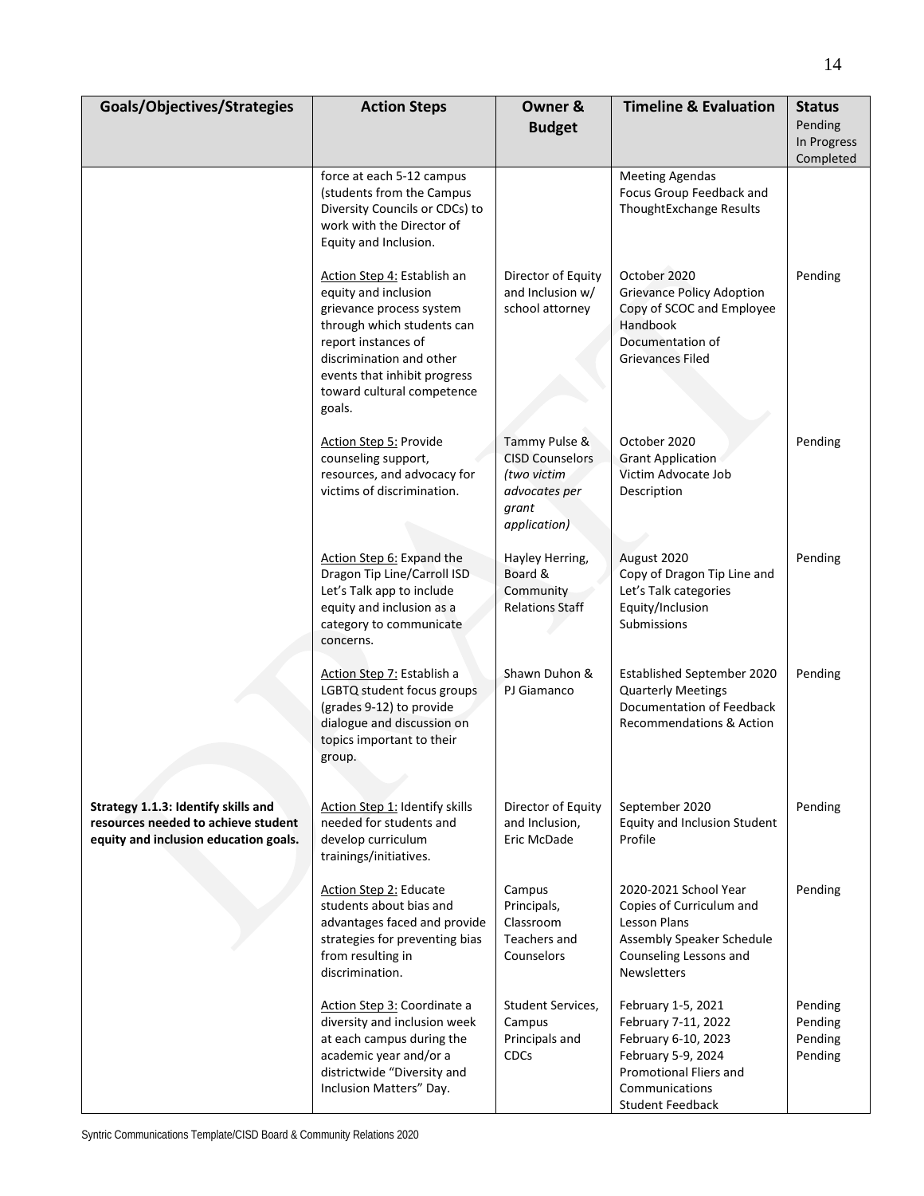| Goals/Objectives/Strategies | Action Steps | Owner & Budget | Timeline & Evaluation | Status<br>Pending<br>In Progress<br>Completed |
|---|---|---|---|---|
| | force at each 5-12 campus (students from the Campus Diversity Councils or CDCs) to work with the Director of Equity and Inclusion. | | Meeting Agendas<br>Focus Group Feedback and ThoughtExchange Results | |
| | Action Step 4: Establish an equity and inclusion grievance process system through which students can report instances of discrimination and other events that inhibit progress toward cultural competence goals. | Director of Equity and Inclusion w/ school attorney | October 2020<br>Grievance Policy Adoption<br>Copy of SCOC and Employee Handbook<br>Documentation of Grievances Filed | Pending |
| | Action Step 5: Provide counseling support, resources, and advocacy for victims of discrimination. | Tammy Pulse & CISD Counselors *(two victim advocates per grant application)* | October 2020<br>Grant Application<br>Victim Advocate Job Description | Pending |
| | Action Step 6: Expand the Dragon Tip Line/Carroll ISD Let's Talk app to include equity and inclusion as a category to communicate concerns. | Hayley Herring, Board & Community Relations Staff | August 2020<br>Copy of Dragon Tip Line and Let's Talk categories<br>Equity/Inclusion Submissions | Pending |
| | Action Step 7: Establish a LGBTQ student focus groups (grades 9-12) to provide dialogue and discussion on topics important to their group. | Shawn Duhon & PJ Giamanco | Established September 2020<br>Quarterly Meetings<br>Documentation of Feedback<br>Recommendations & Action | Pending |
| **Strategy 1.1.3: Identify skills and resources needed to achieve student equity and inclusion education goals.** | Action Step 1: Identify skills needed for students and develop curriculum trainings/initiatives. | Director of Equity and Inclusion, Eric McDade | September 2020<br>Equity and Inclusion Student Profile | Pending |
| | Action Step 2: Educate students about bias and advantages faced and provide strategies for preventing bias from resulting in discrimination. | Campus Principals, Classroom Teachers and Counselors | 2020-2021 School Year<br>Copies of Curriculum and Lesson Plans<br>Assembly Speaker Schedule<br>Counseling Lessons and Newsletters | Pending |
| | Action Step 3: Coordinate a diversity and inclusion week at each campus during the academic year and/or a districtwide "Diversity and Inclusion Matters" Day. | Student Services, Campus Principals and CDCs | February 1-5, 2021<br>February 7-11, 2022<br>February 6-10, 2023<br>February 5-9, 2024<br>Promotional Fliers and Communications<br>Student Feedback | Pending<br>Pending<br>Pending<br>Pending |

Syntric Communications Template/CISD Board & Community Relations 2020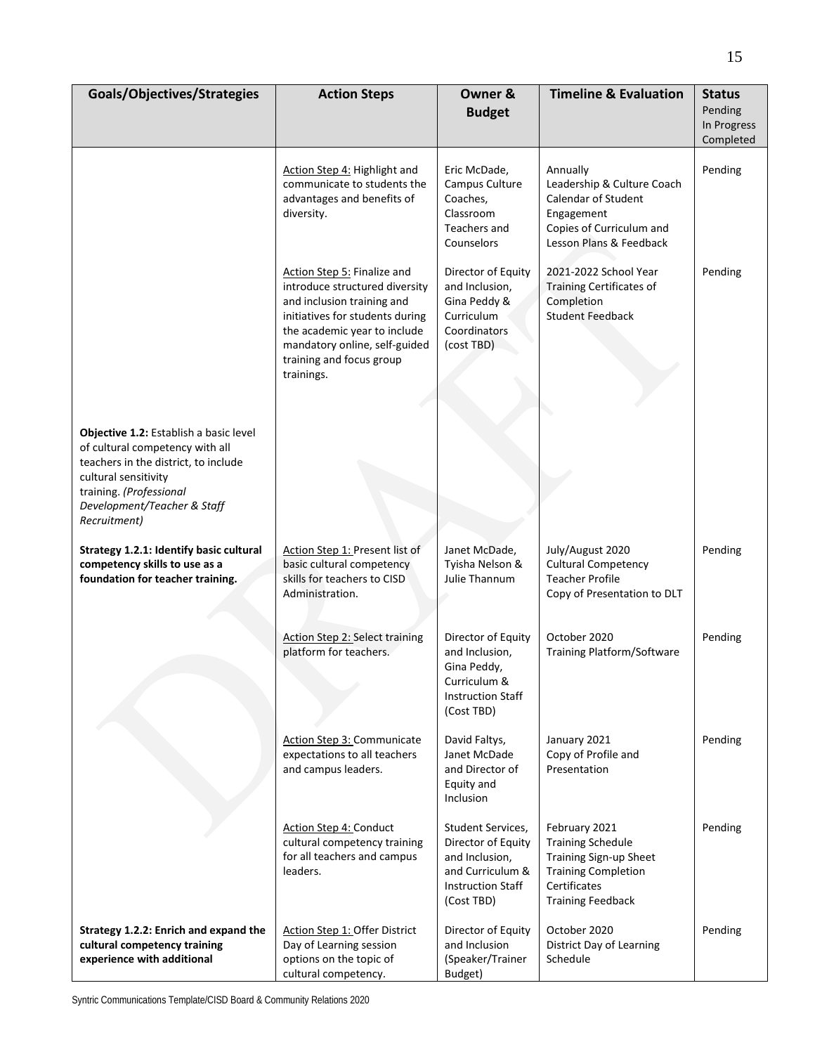| Goals/Objectives/Strategies | Action Steps | Owner & Budget | Timeline & Evaluation | Status Pending In Progress Completed |
|---|---|---|---|---|
| | Action Step 4: Highlight and communicate to students the advantages and benefits of diversity. | Eric McDade, Campus Culture Coaches, Classroom Teachers and Counselors | Annually<br>Leadership & Culture Coach Calendar of Student Engagement<br>Copies of Curriculum and Lesson Plans & Feedback | Pending |
| | Action Step 5: Finalize and introduce structured diversity and inclusion training and initiatives for students during the academic year to include mandatory online, self-guided training and focus group trainings. | Director of Equity and Inclusion, Gina Peddy & Curriculum Coordinators (cost TBD) | 2021-2022 School Year<br>Training Certificates of Completion<br>Student Feedback | Pending |
| **Objective 1.2:** Establish a basic level of cultural competency with all teachers in the district, to include cultural sensitivity training. *(Professional Development/Teacher & Staff Recruitment)* | | | | |
| **Strategy 1.2.1: Identify basic cultural competency skills to use as a foundation for teacher training.** | Action Step 1: Present list of basic cultural competency skills for teachers to CISD Administration. | Janet McDade, Tyisha Nelson & Julie Thannum | July/August 2020<br>Cultural Competency Teacher Profile<br>Copy of Presentation to DLT | Pending |
| | Action Step 2: Select training platform for teachers. | Director of Equity and Inclusion, Gina Peddy, Curriculum & Instruction Staff (Cost TBD) | October 2020<br>Training Platform/Software | Pending |
| | Action Step 3: Communicate expectations to all teachers and campus leaders. | David Faltys, Janet McDade and Director of Equity and Inclusion | January 2021<br>Copy of Profile and Presentation | Pending |
| | Action Step 4: Conduct cultural competency training for all teachers and campus leaders. | Student Services, Director of Equity and Inclusion, and Curriculum & Instruction Staff (Cost TBD) | February 2021<br>Training Schedule<br>Training Sign-up Sheet<br>Training Completion Certificates<br>Training Feedback | Pending |
| **Strategy 1.2.2: Enrich and expand the cultural competency training experience with additional** | Action Step 1: Offer District Day of Learning session options on the topic of cultural competency. | Director of Equity and Inclusion (Speaker/Trainer Budget) | October 2020<br>District Day of Learning Schedule | Pending |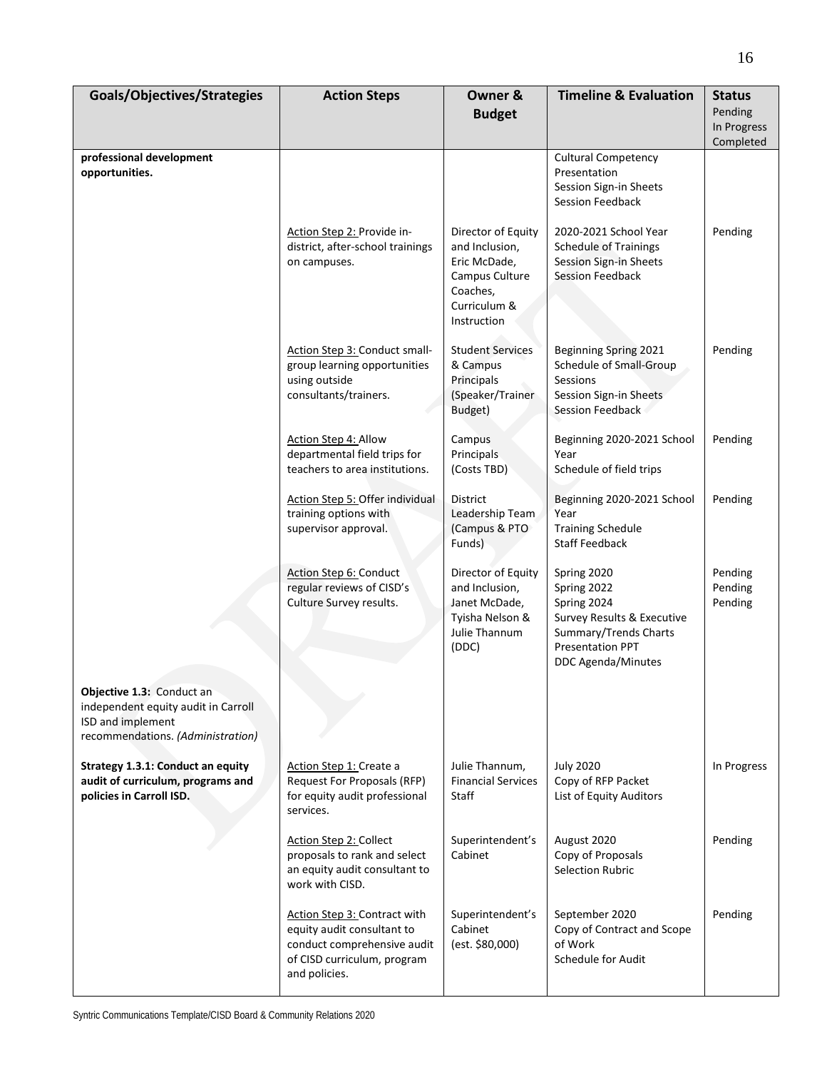| Goals/Objectives/Strategies | Action Steps | Owner & Budget | Timeline & Evaluation | Status Pending In Progress Completed |
|---|---|---|---|---|
| **professional development opportunities.** | | | Cultural Competency Presentation<br>Session Sign-in Sheets<br>Session Feedback | |
| | Action Step 2: Provide in-district, after-school trainings on campuses. | Director of Equity and Inclusion, Eric McDade, Campus Culture Coaches, Curriculum & Instruction | 2020-2021 School Year<br>Schedule of Trainings<br>Session Sign-in Sheets<br>Session Feedback | Pending |
| | Action Step 3: Conduct small-group learning opportunities using outside consultants/trainers. | Student Services & Campus Principals (Speaker/Trainer Budget) | Beginning Spring 2021<br>Schedule of Small-Group Sessions<br>Session Sign-in Sheets<br>Session Feedback | Pending |
| | Action Step 4: Allow departmental field trips for teachers to area institutions. | Campus Principals (Costs TBD) | Beginning 2020-2021 School Year<br>Schedule of field trips | Pending |
| | Action Step 5: Offer individual training options with supervisor approval. | District Leadership Team (Campus & PTO Funds) | Beginning 2020-2021 School Year<br>Training Schedule<br>Staff Feedback | Pending |
| | Action Step 6: Conduct regular reviews of CISD's Culture Survey results. | Director of Equity and Inclusion, Janet McDade, Tyisha Nelson & Julie Thannum (DDC) | Spring 2020<br>Spring 2022<br>Spring 2024<br>Survey Results & Executive Summary/Trends Charts<br>Presentation PPT<br>DDC Agenda/Minutes | Pending<br>Pending<br>Pending |
| **Objective 1.3:** Conduct an independent equity audit in Carroll ISD and implement recommendations. *(Administration)* | | | | |
| **Strategy 1.3.1: Conduct an equity audit of curriculum, programs and policies in Carroll ISD.** | Action Step 1: Create a Request For Proposals (RFP) for equity audit professional services. | Julie Thannum, Financial Services Staff | July 2020<br>Copy of RFP Packet<br>List of Equity Auditors | In Progress |
| | Action Step 2: Collect proposals to rank and select an equity audit consultant to work with CISD. | Superintendent's Cabinet | August 2020<br>Copy of Proposals<br>Selection Rubric | Pending |
| | Action Step 3: Contract with equity audit consultant to conduct comprehensive audit of CISD curriculum, program and policies. | Superintendent's Cabinet (est. $80,000) | September 2020<br>Copy of Contract and Scope of Work<br>Schedule for Audit | Pending |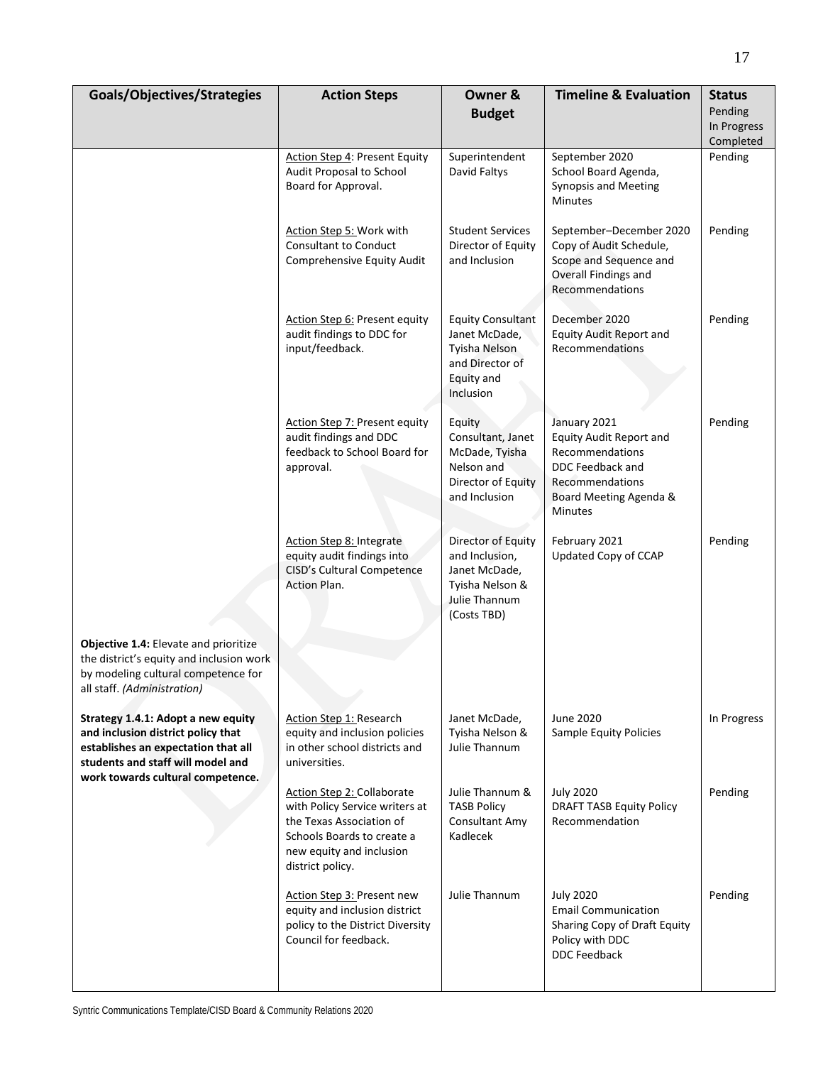| Goals/Objectives/Strategies | Action Steps | Owner & Budget | Timeline & Evaluation | Status Pending In Progress Completed |
|---|---|---|---|---|
| | Action Step 4: Present Equity Audit Proposal to School Board for Approval. | Superintendent David Faltys | September 2020 School Board Agenda, Synopsis and Meeting Minutes | Pending |
| | Action Step 5: Work with Consultant to Conduct Comprehensive Equity Audit | Student Services Director of Equity and Inclusion | September–December 2020 Copy of Audit Schedule, Scope and Sequence and Overall Findings and Recommendations | Pending |
| | Action Step 6: Present equity audit findings to DDC for input/feedback. | Equity Consultant Janet McDade, Tyisha Nelson and Director of Equity and Inclusion | December 2020 Equity Audit Report and Recommendations | Pending |
| | Action Step 7: Present equity audit findings and DDC feedback to School Board for approval. | Equity Consultant, Janet McDade, Tyisha Nelson and Director of Equity and Inclusion | January 2021 Equity Audit Report and Recommendations DDC Feedback and Recommendations Board Meeting Agenda & Minutes | Pending |
| | Action Step 8: Integrate equity audit findings into CISD's Cultural Competence Action Plan. | Director of Equity and Inclusion, Janet McDade, Tyisha Nelson & Julie Thannum (Costs TBD) | February 2021 Updated Copy of CCAP | Pending |
| **Objective 1.4:** Elevate and prioritize the district's equity and inclusion work by modeling cultural competence for all staff. *(Administration)* | | | | |
| **Strategy 1.4.1: Adopt a new equity and inclusion district policy that establishes an expectation that all students and staff will model and work towards cultural competence.** | Action Step 1: Research equity and inclusion policies in other school districts and universities. | Janet McDade, Tyisha Nelson & Julie Thannum | June 2020 Sample Equity Policies | In Progress |
| | Action Step 2: Collaborate with Policy Service writers at the Texas Association of Schools Boards to create a new equity and inclusion district policy. | Julie Thannum & TASB Policy Consultant Amy Kadlecek | July 2020 DRAFT TASB Equity Policy Recommendation | Pending |
| | Action Step 3: Present new equity and inclusion district policy to the District Diversity Council for feedback. | Julie Thannum | July 2020 Email Communication Sharing Copy of Draft Equity Policy with DDC DDC Feedback | Pending |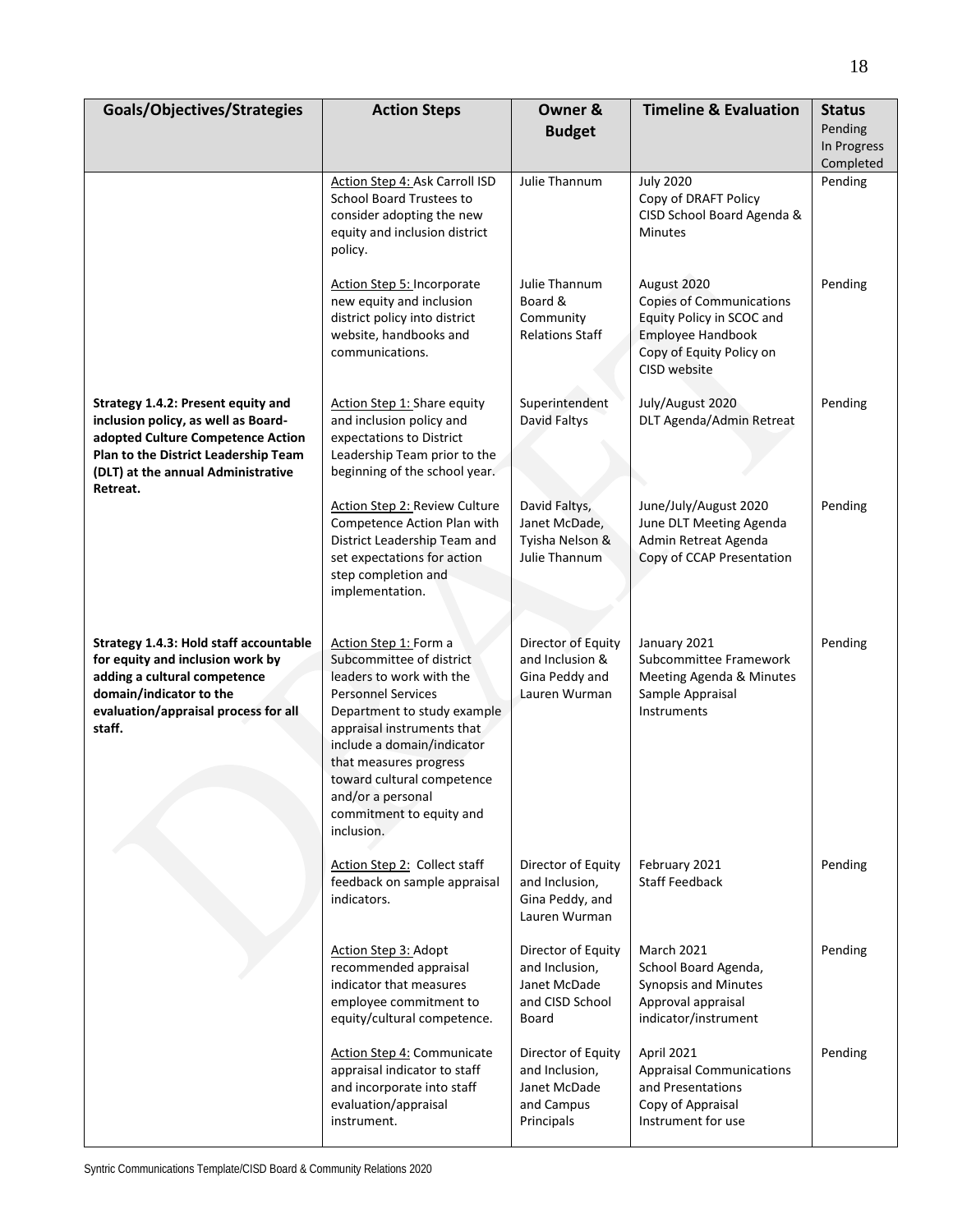| Goals/Objectives/Strategies | Action Steps | Owner & Budget | Timeline & Evaluation | Status Pending In Progress Completed |
|---|---|---|---|---|
| | Action Step 4: Ask Carroll ISD School Board Trustees to consider adopting the new equity and inclusion district policy. | Julie Thannum | July 2020 Copy of DRAFT Policy CISD School Board Agenda & Minutes | Pending |
| | Action Step 5: Incorporate new equity and inclusion district policy into district website, handbooks and communications. | Julie Thannum Board & Community Relations Staff | August 2020 Copies of Communications Equity Policy in SCOC and Employee Handbook Copy of Equity Policy on CISD website | Pending |
| **Strategy 1.4.2: Present equity and inclusion policy, as well as Board-adopted Culture Competence Action Plan to the District Leadership Team (DLT) at the annual Administrative Retreat.** | Action Step 1: Share equity and inclusion policy and expectations to District Leadership Team prior to the beginning of the school year. | Superintendent David Faltys | July/August 2020 DLT Agenda/Admin Retreat | Pending |
| | Action Step 2: Review Culture Competence Action Plan with District Leadership Team and set expectations for action step completion and implementation. | David Faltys, Janet McDade, Tyisha Nelson & Julie Thannum | June/July/August 2020 June DLT Meeting Agenda Admin Retreat Agenda Copy of CCAP Presentation | Pending |
| **Strategy 1.4.3: Hold staff accountable for equity and inclusion work by adding a cultural competence domain/indicator to the evaluation/appraisal process for all staff.** | Action Step 1: Form a Subcommittee of district leaders to work with the Personnel Services Department to study example appraisal instruments that include a domain/indicator that measures progress toward cultural competence and/or a personal commitment to equity and inclusion. | Director of Equity and Inclusion & Gina Peddy and Lauren Wurman | January 2021 Subcommittee Framework Meeting Agenda & Minutes Sample Appraisal Instruments | Pending |
| | Action Step 2: Collect staff feedback on sample appraisal indicators. | Director of Equity and Inclusion, Gina Peddy, and Lauren Wurman | February 2021 Staff Feedback | Pending |
| | Action Step 3: Adopt recommended appraisal indicator that measures employee commitment to equity/cultural competence. | Director of Equity and Inclusion, Janet McDade and CISD School Board | March 2021 School Board Agenda, Synopsis and Minutes Approval appraisal indicator/instrument | Pending |
| | Action Step 4: Communicate appraisal indicator to staff and incorporate into staff evaluation/appraisal instrument. | Director of Equity and Inclusion, Janet McDade and Campus Principals | April 2021 Appraisal Communications and Presentations Copy of Appraisal Instrument for use | Pending |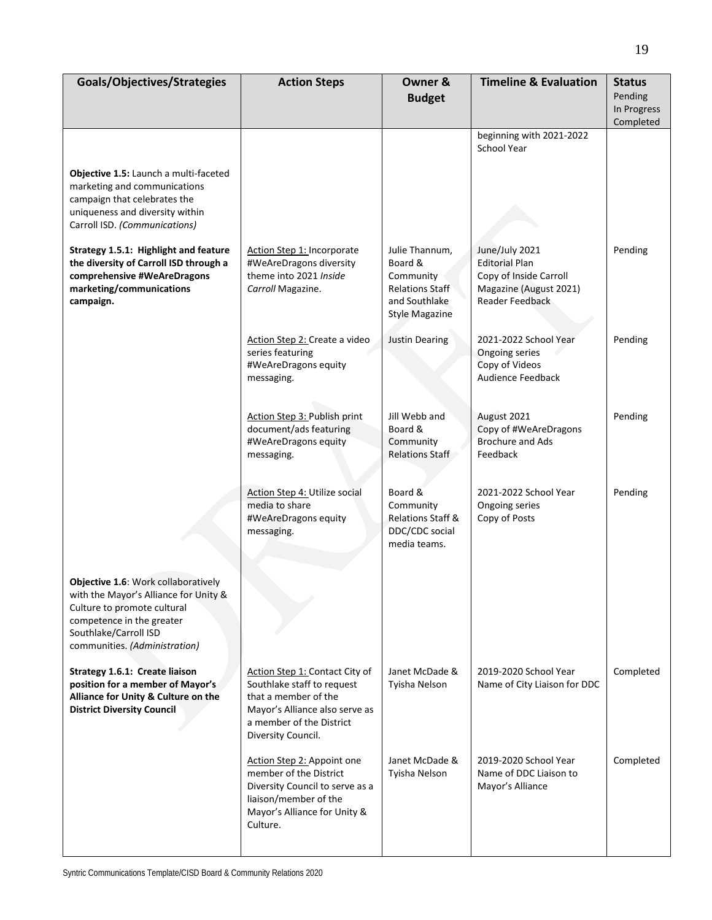| **Goals/Objectives/Strategies** | **Action Steps** | **Owner & Budget** | **Timeline & Evaluation** | **Status** Pending In Progress Completed |
|---|---|---|---|---|
| | | | beginning with 2021-2022 School Year | |
| **Objective 1.5:** Launch a multi-faceted marketing and communications campaign that celebrates the uniqueness and diversity within Carroll ISD. *(Communications)* | | | | |
| **Strategy 1.5.1: Highlight and feature the diversity of Carroll ISD through a comprehensive #WeAreDragons marketing/communications campaign.** | Action Step 1: Incorporate #WeAreDragons diversity theme into 2021 *Inside Carroll* Magazine. | Julie Thannum, Board & Community Relations Staff and Southlake Style Magazine | June/July 2021 Editorial Plan Copy of Inside Carroll Magazine (August 2021) Reader Feedback | Pending |
| | Action Step 2: Create a video series featuring #WeAreDragons equity messaging. | Justin Dearing | 2021-2022 School Year Ongoing series Copy of Videos Audience Feedback | Pending |
| | Action Step 3: Publish print document/ads featuring #WeAreDragons equity messaging. | Jill Webb and Board & Community Relations Staff | August 2021 Copy of #WeAreDragons Brochure and Ads Feedback | Pending |
| | Action Step 4: Utilize social media to share #WeAreDragons equity messaging. | Board & Community Relations Staff & DDC/CDC social media teams. | 2021-2022 School Year Ongoing series Copy of Posts | Pending |
| **Objective 1.6**: Work collaboratively with the Mayor's Alliance for Unity & Culture to promote cultural competence in the greater Southlake/Carroll ISD communities. *(Administration)* | | | | |
| **Strategy 1.6.1: Create liaison position for a member of Mayor's Alliance for Unity & Culture on the District Diversity Council** | Action Step 1: Contact City of Southlake staff to request that a member of the Mayor's Alliance also serve as a member of the District Diversity Council. | Janet McDade & Tyisha Nelson | 2019-2020 School Year Name of City Liaison for DDC | Completed |
| | Action Step 2: Appoint one member of the District Diversity Council to serve as a liaison/member of the Mayor's Alliance for Unity & Culture. | Janet McDade & Tyisha Nelson | 2019-2020 School Year Name of DDC Liaison to Mayor's Alliance | Completed |

Syntric Communications Template/CISD Board & Community Relations 2020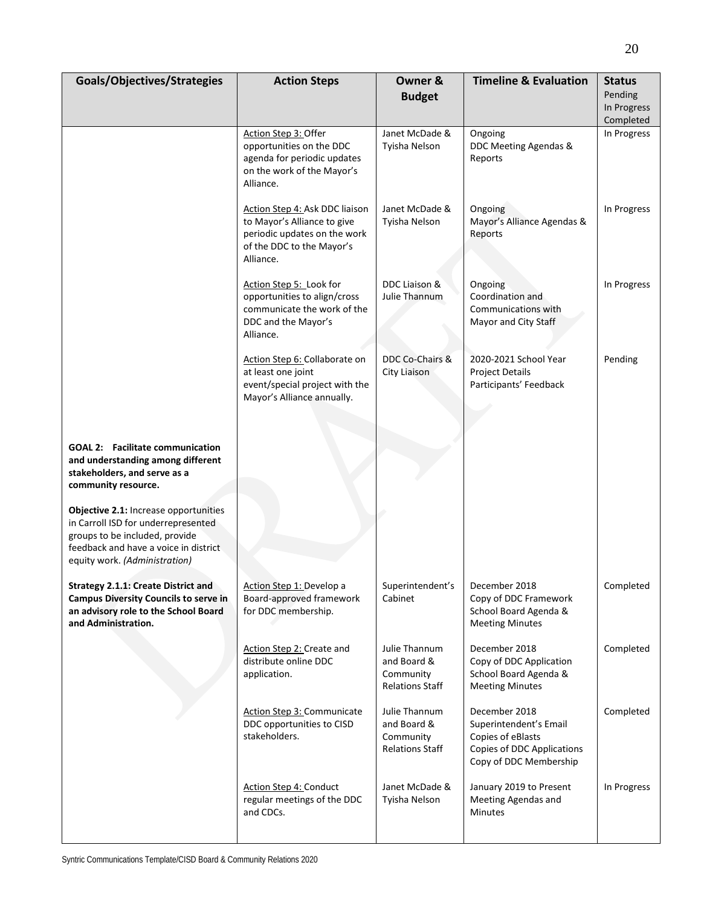| Goals/Objectives/Strategies | Action Steps | Owner & Budget | Timeline & Evaluation | Status Pending In Progress Completed |
|---|---|---|---|---|
| | Action Step 3: Offer opportunities on the DDC agenda for periodic updates on the work of the Mayor's Alliance. | Janet McDade & Tyisha Nelson | Ongoing<br>DDC Meeting Agendas & Reports | In Progress |
| | Action Step 4: Ask DDC liaison to Mayor's Alliance to give periodic updates on the work of the DDC to the Mayor's Alliance. | Janet McDade & Tyisha Nelson | Ongoing<br>Mayor's Alliance Agendas & Reports | In Progress |
| | Action Step 5: Look for opportunities to align/cross communicate the work of the DDC and the Mayor's Alliance. | DDC Liaison & Julie Thannum | Ongoing<br>Coordination and Communications with Mayor and City Staff | In Progress |
| | Action Step 6: Collaborate on at least one joint event/special project with the Mayor's Alliance annually. | DDC Co-Chairs & City Liaison | 2020-2021 School Year<br>Project Details<br>Participants' Feedback | Pending |
| **GOAL 2: Facilitate communication and understanding among different stakeholders, and serve as a community resource.**<br><br>**Objective 2.1:** Increase opportunities in Carroll ISD for underrepresented groups to be included, provide feedback and have a voice in district equity work. *(Administration)* | | | | |
| **Strategy 2.1.1: Create District and Campus Diversity Councils to serve in an advisory role to the School Board and Administration.** | Action Step 1: Develop a Board-approved framework for DDC membership. | Superintendent's Cabinet | December 2018<br>Copy of DDC Framework<br>School Board Agenda & Meeting Minutes | Completed |
| | Action Step 2: Create and distribute online DDC application. | Julie Thannum and Board & Community Relations Staff | December 2018<br>Copy of DDC Application<br>School Board Agenda & Meeting Minutes | Completed |
| | Action Step 3: Communicate DDC opportunities to CISD stakeholders. | Julie Thannum and Board & Community Relations Staff | December 2018<br>Superintendent's Email<br>Copies of eBlasts<br>Copies of DDC Applications<br>Copy of DDC Membership | Completed |
| | Action Step 4: Conduct regular meetings of the DDC and CDCs. | Janet McDade & Tyisha Nelson | January 2019 to Present<br>Meeting Agendas and Minutes | In Progress |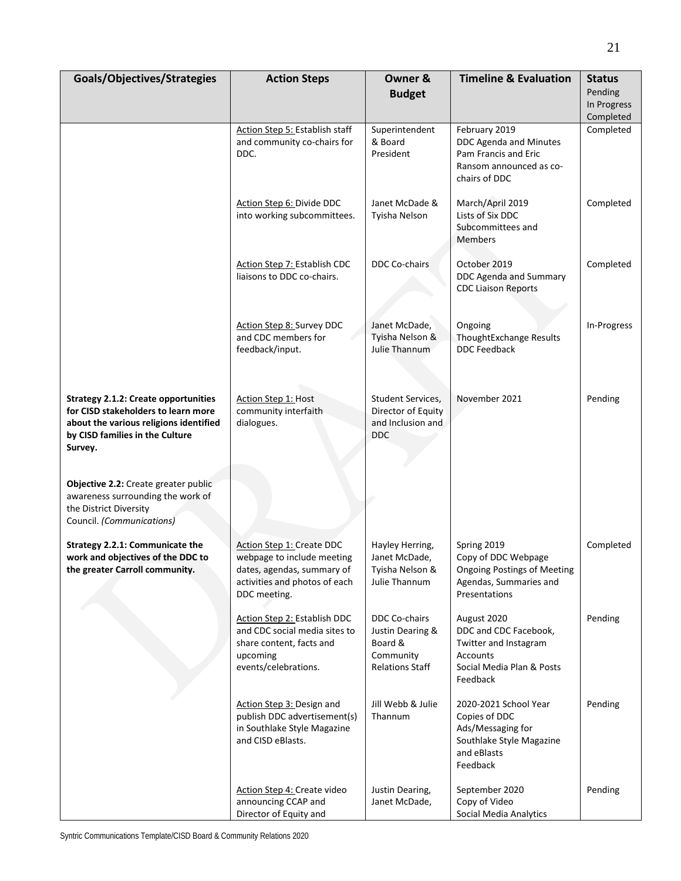| Goals/Objectives/Strategies | Action Steps | Owner & Budget | Timeline & Evaluation | Status Pending In Progress Completed |
|---|---|---|---|---|
| | Action Step 5: Establish staff and community co-chairs for DDC. | Superintendent & Board President | February 2019<br>DDC Agenda and Minutes<br>Pam Francis and Eric Ransom announced as co-chairs of DDC | Completed |
| | Action Step 6: Divide DDC into working subcommittees. | Janet McDade & Tyisha Nelson | March/April 2019<br>Lists of Six DDC Subcommittees and Members | Completed |
| | Action Step 7: Establish CDC liaisons to DDC co-chairs. | DDC Co-chairs | October 2019<br>DDC Agenda and Summary<br>CDC Liaison Reports | Completed |
| | Action Step 8: Survey DDC and CDC members for feedback/input. | Janet McDade, Tyisha Nelson & Julie Thannum | Ongoing<br>ThoughtExchange Results<br>DDC Feedback | In-Progress |
| **Strategy 2.1.2: Create opportunities for CISD stakeholders to learn more about the various religions identified by CISD families in the Culture Survey.** | Action Step 1: Host community interfaith dialogues. | Student Services, Director of Equity and Inclusion and DDC | November 2021 | Pending |
| **Objective 2.2:** Create greater public awareness surrounding the work of the District Diversity Council. *(Communications)* | | | | |
| **Strategy 2.2.1: Communicate the work and objectives of the DDC to the greater Carroll community.** | Action Step 1: Create DDC webpage to include meeting dates, agendas, summary of activities and photos of each DDC meeting. | Hayley Herring, Janet McDade, Tyisha Nelson & Julie Thannum | Spring 2019<br>Copy of DDC Webpage<br>Ongoing Postings of Meeting Agendas, Summaries and Presentations | Completed |
| | Action Step 2: Establish DDC and CDC social media sites to share content, facts and upcoming events/celebrations. | DDC Co-chairs Justin Dearing & Board & Community Relations Staff | August 2020<br>DDC and CDC Facebook, Twitter and Instagram Accounts<br>Social Media Plan & Posts<br>Feedback | Pending |
| | Action Step 3: Design and publish DDC advertisement(s) in Southlake Style Magazine and CISD eBlasts. | Jill Webb & Julie Thannum | 2020-2021 School Year<br>Copies of DDC Ads/Messaging for Southlake Style Magazine and eBlasts<br>Feedback | Pending |
| | Action Step 4: Create video announcing CCAP and Director of Equity and | Justin Dearing, Janet McDade, | September 2020<br>Copy of Video<br>Social Media Analytics | Pending |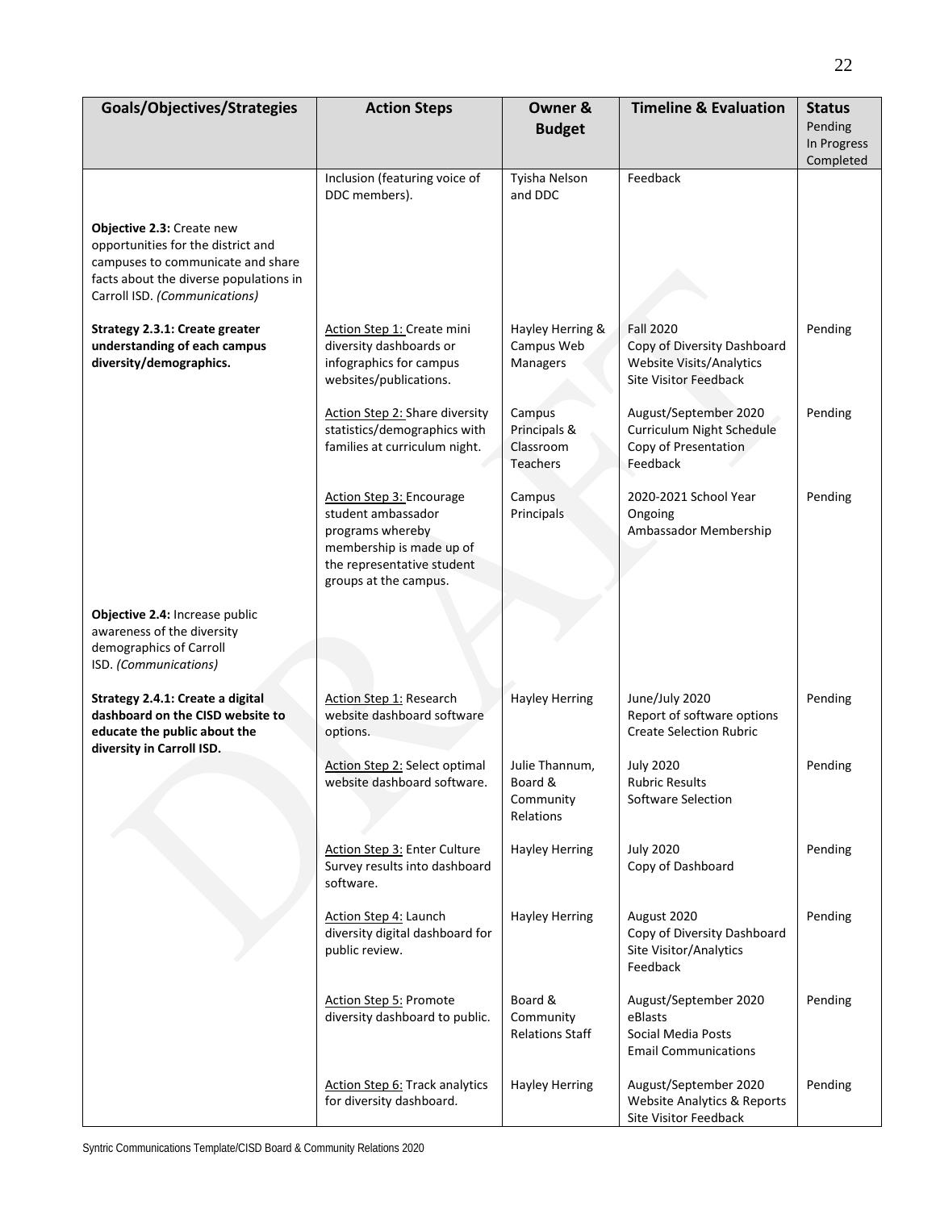| Goals/Objectives/Strategies | Action Steps | Owner & Budget | Timeline & Evaluation | Status Pending In Progress Completed |
|---|---|---|---|---|
| | Inclusion (featuring voice of DDC members). | Tyisha Nelson and DDC | Feedback | |
| **Objective 2.3:** Create new opportunities for the district and campuses to communicate and share facts about the diverse populations in Carroll ISD. *(Communications)* | | | | |
| **Strategy 2.3.1: Create greater understanding of each campus diversity/demographics.** | Action Step 1: Create mini diversity dashboards or infographics for campus websites/publications. | Hayley Herring & Campus Web Managers | Fall 2020<br>Copy of Diversity Dashboard<br>Website Visits/Analytics<br>Site Visitor Feedback | Pending |
| | Action Step 2: Share diversity statistics/demographics with families at curriculum night. | Campus Principals & Classroom Teachers | August/September 2020<br>Curriculum Night Schedule<br>Copy of Presentation<br>Feedback | Pending |
| | Action Step 3: Encourage student ambassador programs whereby membership is made up of the representative student groups at the campus. | Campus Principals | 2020-2021 School Year<br>Ongoing<br>Ambassador Membership | Pending |
| **Objective 2.4:** Increase public awareness of the diversity demographics of Carroll ISD. *(Communications)* | | | | |
| **Strategy 2.4.1: Create a digital dashboard on the CISD website to educate the public about the diversity in Carroll ISD.** | Action Step 1: Research website dashboard software options. | Hayley Herring | June/July 2020<br>Report of software options<br>Create Selection Rubric | Pending |
| | Action Step 2: Select optimal website dashboard software. | Julie Thannum, Board & Community Relations | July 2020<br>Rubric Results<br>Software Selection | Pending |
| | Action Step 3: Enter Culture Survey results into dashboard software. | Hayley Herring | July 2020<br>Copy of Dashboard | Pending |
| | Action Step 4: Launch diversity digital dashboard for public review. | Hayley Herring | August 2020<br>Copy of Diversity Dashboard<br>Site Visitor/Analytics Feedback | Pending |
| | Action Step 5: Promote diversity dashboard to public. | Board & Community Relations Staff | August/September 2020<br>eBlasts<br>Social Media Posts<br>Email Communications | Pending |
| | Action Step 6: Track analytics for diversity dashboard. | Hayley Herring | August/September 2020<br>Website Analytics & Reports<br>Site Visitor Feedback | Pending |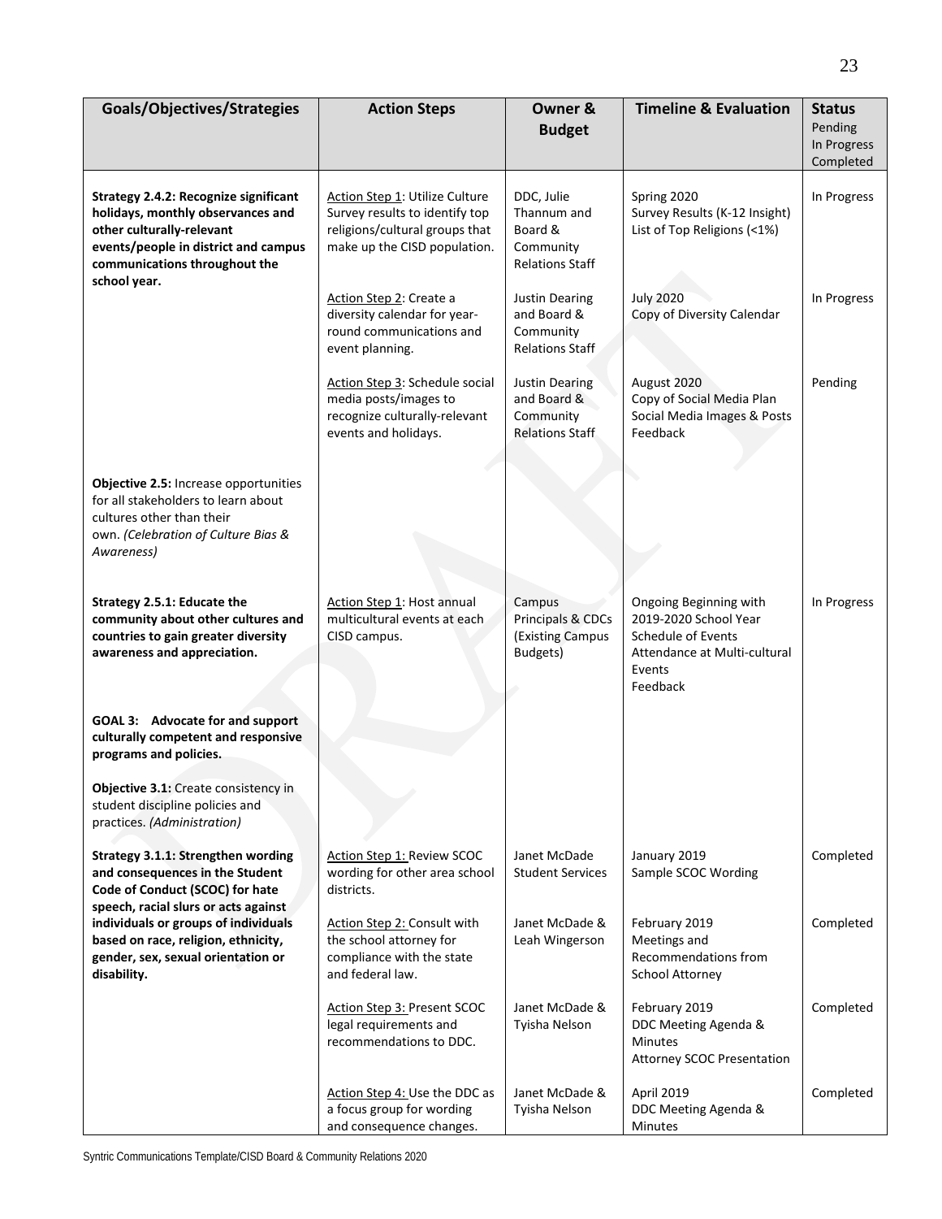| Goals/Objectives/Strategies | Action Steps | Owner & Budget | Timeline & Evaluation | Status Pending In Progress Completed |
|---|---|---|---|---|
| **Strategy 2.4.2: Recognize significant holidays, monthly observances and other culturally-relevant events/people in district and campus communications throughout the school year.** | Action Step 1: Utilize Culture Survey results to identify top religions/cultural groups that make up the CISD population. | DDC, Julie Thannum and Board & Community Relations Staff | Spring 2020<br>Survey Results (K-12 Insight)<br>List of Top Religions (<1%) | In Progress |
| | Action Step 2: Create a diversity calendar for year-round communications and event planning. | Justin Dearing and Board & Community Relations Staff | July 2020<br>Copy of Diversity Calendar | In Progress |
| | Action Step 3: Schedule social media posts/images to recognize culturally-relevant events and holidays. | Justin Dearing and Board & Community Relations Staff | August 2020<br>Copy of Social Media Plan<br>Social Media Images & Posts<br>Feedback | Pending |
| **Objective 2.5:** Increase opportunities for all stakeholders to learn about cultures other than their own. *(Celebration of Culture Bias & Awareness)* | | | | |
| **Strategy 2.5.1: Educate the community about other cultures and countries to gain greater diversity awareness and appreciation.** | Action Step 1: Host annual multicultural events at each CISD campus. | Campus Principals & CDCs (Existing Campus Budgets) | Ongoing Beginning with 2019-2020 School Year<br>Schedule of Events<br>Attendance at Multi-cultural Events<br>Feedback | In Progress |
| **GOAL 3: Advocate for and support culturally competent and responsive programs and policies.** | | | | |
| **Objective 3.1:** Create consistency in student discipline policies and practices. *(Administration)* | | | | |
| **Strategy 3.1.1: Strengthen wording and consequences in the Student Code of Conduct (SCOC) for hate speech, racial slurs or acts against individuals or groups of individuals based on race, religion, ethnicity, gender, sex, sexual orientation or disability.** | Action Step 1: Review SCOC wording for other area school districts. | Janet McDade Student Services | January 2019<br>Sample SCOC Wording | Completed |
| | Action Step 2: Consult with the school attorney for compliance with the state and federal law. | Janet McDade & Leah Wingerson | February 2019<br>Meetings and Recommendations from School Attorney | Completed |
| | Action Step 3: Present SCOC legal requirements and recommendations to DDC. | Janet McDade & Tyisha Nelson | February 2019<br>DDC Meeting Agenda & Minutes<br>Attorney SCOC Presentation | Completed |
| | Action Step 4: Use the DDC as a focus group for wording and consequence changes. | Janet McDade & Tyisha Nelson | April 2019<br>DDC Meeting Agenda & Minutes | Completed |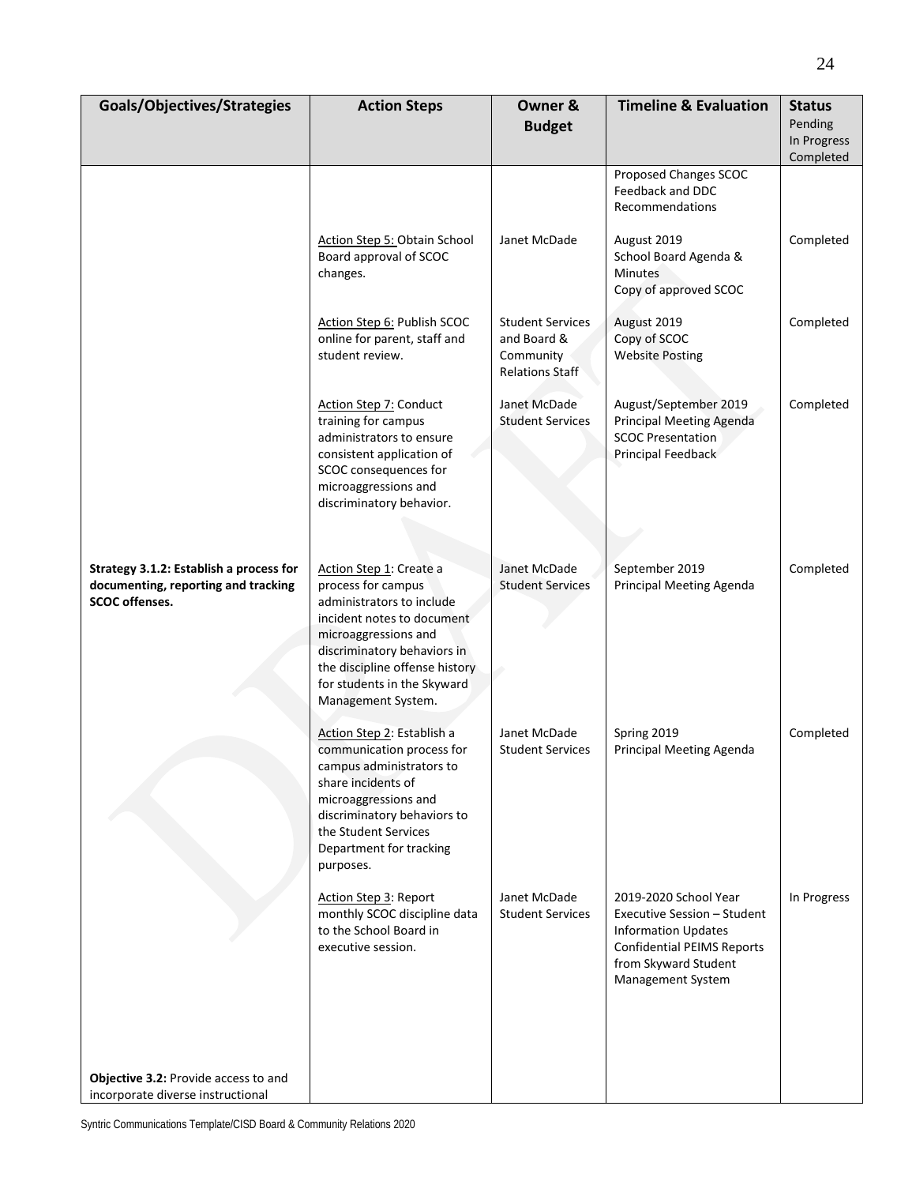| Goals/Objectives/Strategies | Action Steps | Owner & Budget | Timeline & Evaluation | Status Pending In Progress Completed |
|---|---|---|---|---|
| | | | Proposed Changes SCOC Feedback and DDC Recommendations | |
| | Action Step 5: Obtain School Board approval of SCOC changes. | Janet McDade | August 2019 School Board Agenda & Minutes Copy of approved SCOC | Completed |
| | Action Step 6: Publish SCOC online for parent, staff and student review. | Student Services and Board & Community Relations Staff | August 2019 Copy of SCOC Website Posting | Completed |
| | Action Step 7: Conduct training for campus administrators to ensure consistent application of SCOC consequences for microaggressions and discriminatory behavior. | Janet McDade Student Services | August/September 2019 Principal Meeting Agenda SCOC Presentation Principal Feedback | Completed |
| **Strategy 3.1.2: Establish a process for documenting, reporting and tracking SCOC offenses.** | Action Step 1: Create a process for campus administrators to include incident notes to document microaggressions and discriminatory behaviors in the discipline offense history for students in the Skyward Management System. | Janet McDade Student Services | September 2019 Principal Meeting Agenda | Completed |
| | Action Step 2: Establish a communication process for campus administrators to share incidents of microaggressions and discriminatory behaviors to the Student Services Department for tracking purposes. | Janet McDade Student Services | Spring 2019 Principal Meeting Agenda | Completed |
| | Action Step 3: Report monthly SCOC discipline data to the School Board in executive session. | Janet McDade Student Services | 2019-2020 School Year Executive Session – Student Information Updates Confidential PEIMS Reports from Skyward Student Management System | In Progress |
| **Objective 3.2:** Provide access to and incorporate diverse instructional | | | | |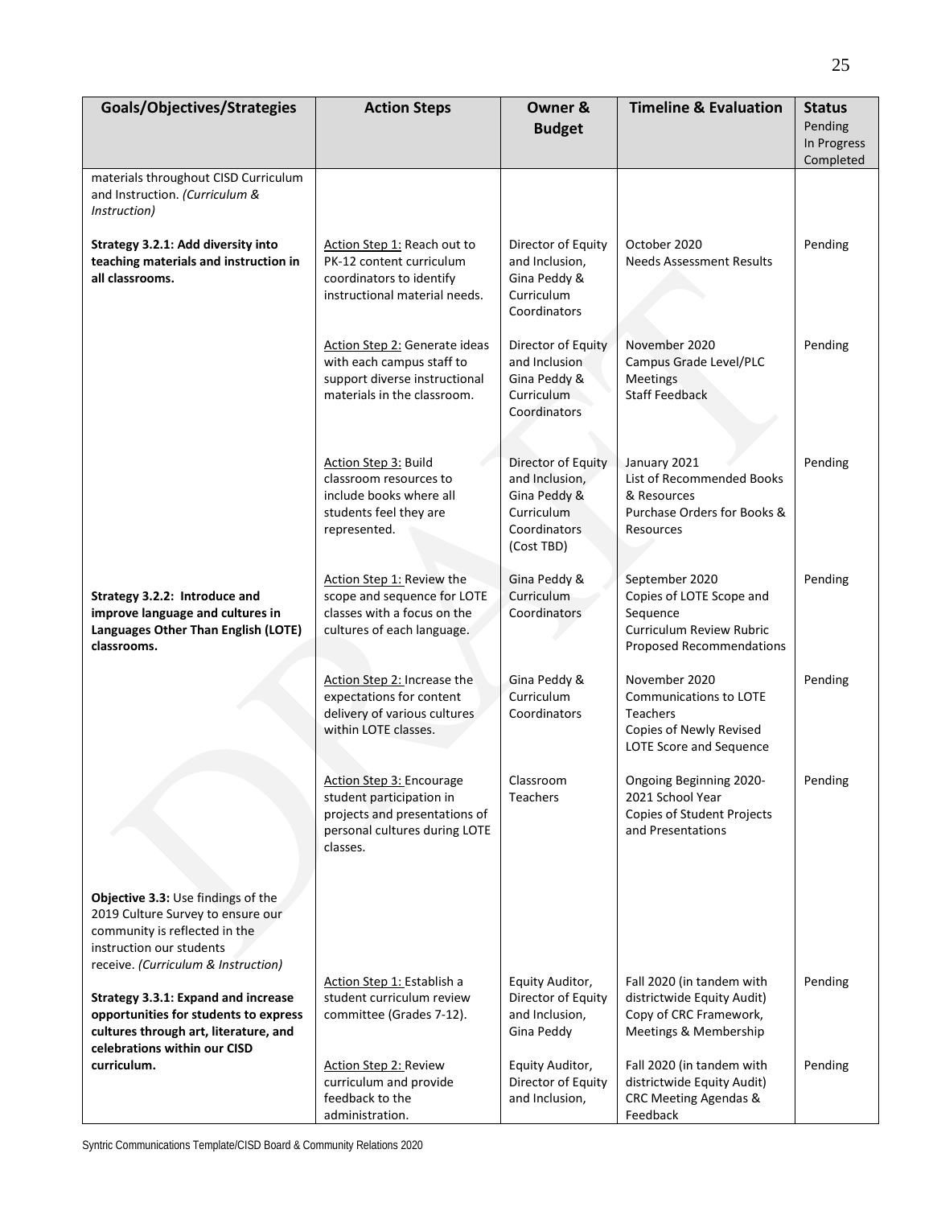| Goals/Objectives/Strategies | Action Steps | Owner & Budget | Timeline & Evaluation | Status Pending In Progress Completed |
|---|---|---|---|---|
| materials throughout CISD Curriculum and Instruction. *(Curriculum & Instruction)* | | | | |
| **Strategy 3.2.1: Add diversity into teaching materials and instruction in all classrooms.** | Action Step 1: Reach out to PK-12 content curriculum coordinators to identify instructional material needs. | Director of Equity and Inclusion, Gina Peddy & Curriculum Coordinators | October 2020 Needs Assessment Results | Pending |
| | Action Step 2: Generate ideas with each campus staff to support diverse instructional materials in the classroom. | Director of Equity and Inclusion Gina Peddy & Curriculum Coordinators | November 2020 Campus Grade Level/PLC Meetings Staff Feedback | Pending |
| | Action Step 3: Build classroom resources to include books where all students feel they are represented. | Director of Equity and Inclusion, Gina Peddy & Curriculum Coordinators (Cost TBD) | January 2021 List of Recommended Books & Resources Purchase Orders for Books & Resources | Pending |
| **Strategy 3.2.2: Introduce and improve language and cultures in Languages Other Than English (LOTE) classrooms.** | Action Step 1: Review the scope and sequence for LOTE classes with a focus on the cultures of each language. | Gina Peddy & Curriculum Coordinators | September 2020 Copies of LOTE Scope and Sequence Curriculum Review Rubric Proposed Recommendations | Pending |
| | Action Step 2: Increase the expectations for content delivery of various cultures within LOTE classes. | Gina Peddy & Curriculum Coordinators | November 2020 Communications to LOTE Teachers Copies of Newly Revised LOTE Score and Sequence | Pending |
| | Action Step 3: Encourage student participation in projects and presentations of personal cultures during LOTE classes. | Classroom Teachers | Ongoing Beginning 2020-2021 School Year Copies of Student Projects and Presentations | Pending |
| **Objective 3.3:** Use findings of the 2019 Culture Survey to ensure our community is reflected in the instruction our students receive. *(Curriculum & Instruction)* | | | | |
| **Strategy 3.3.1: Expand and increase opportunities for students to express cultures through art, literature, and celebrations within our CISD curriculum.** | Action Step 1: Establish a student curriculum review committee (Grades 7-12). | Equity Auditor, Director of Equity and Inclusion, Gina Peddy | Fall 2020 (in tandem with districtwide Equity Audit) Copy of CRC Framework, Meetings & Membership | Pending |
| | Action Step 2: Review curriculum and provide feedback to the administration. | Equity Auditor, Director of Equity and Inclusion, | Fall 2020 (in tandem with districtwide Equity Audit) CRC Meeting Agendas & Feedback | Pending |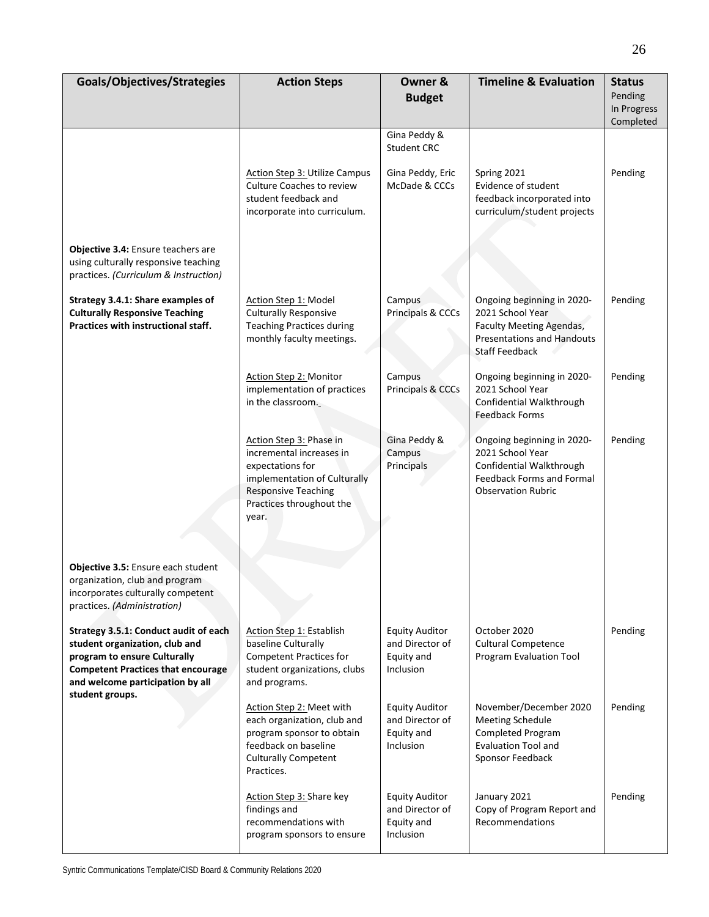| Goals/Objectives/Strategies | Action Steps | Owner & Budget | Timeline & Evaluation | Status Pending In Progress Completed |
|---|---|---|---|---|
| | | Gina Peddy & Student CRC | | |
| | Action Step 3: Utilize Campus Culture Coaches to review student feedback and incorporate into curriculum. | Gina Peddy, Eric McDade & CCCs | Spring 2021 Evidence of student feedback incorporated into curriculum/student projects | Pending |
| **Objective 3.4:** Ensure teachers are using culturally responsive teaching practices. *(Curriculum & Instruction)* | | | | |
| **Strategy 3.4.1: Share examples of Culturally Responsive Teaching Practices with instructional staff.** | Action Step 1: Model Culturally Responsive Teaching Practices during monthly faculty meetings. | Campus Principals & CCCs | Ongoing beginning in 2020-2021 School Year Faculty Meeting Agendas, Presentations and Handouts Staff Feedback | Pending |
| | Action Step 2: Monitor implementation of practices in the classroom. | Campus Principals & CCCs | Ongoing beginning in 2020-2021 School Year Confidential Walkthrough Feedback Forms | Pending |
| | Action Step 3: Phase in incremental increases in expectations for implementation of Culturally Responsive Teaching Practices throughout the year. | Gina Peddy & Campus Principals | Ongoing beginning in 2020-2021 School Year Confidential Walkthrough Feedback Forms and Formal Observation Rubric | Pending |
| **Objective 3.5:** Ensure each student organization, club and program incorporates culturally competent practices. *(Administration)* | | | | |
| **Strategy 3.5.1: Conduct audit of each student organization, club and program to ensure Culturally Competent Practices that encourage and welcome participation by all student groups.** | Action Step 1: Establish baseline Culturally Competent Practices for student organizations, clubs and programs. | Equity Auditor and Director of Equity and Inclusion | October 2020 Cultural Competence Program Evaluation Tool | Pending |
| | Action Step 2: Meet with each organization, club and program sponsor to obtain feedback on baseline Culturally Competent Practices. | Equity Auditor and Director of Equity and Inclusion | November/December 2020 Meeting Schedule Completed Program Evaluation Tool and Sponsor Feedback | Pending |
| | Action Step 3: Share key findings and recommendations with program sponsors to ensure | Equity Auditor and Director of Equity and Inclusion | January 2021 Copy of Program Report and Recommendations | Pending |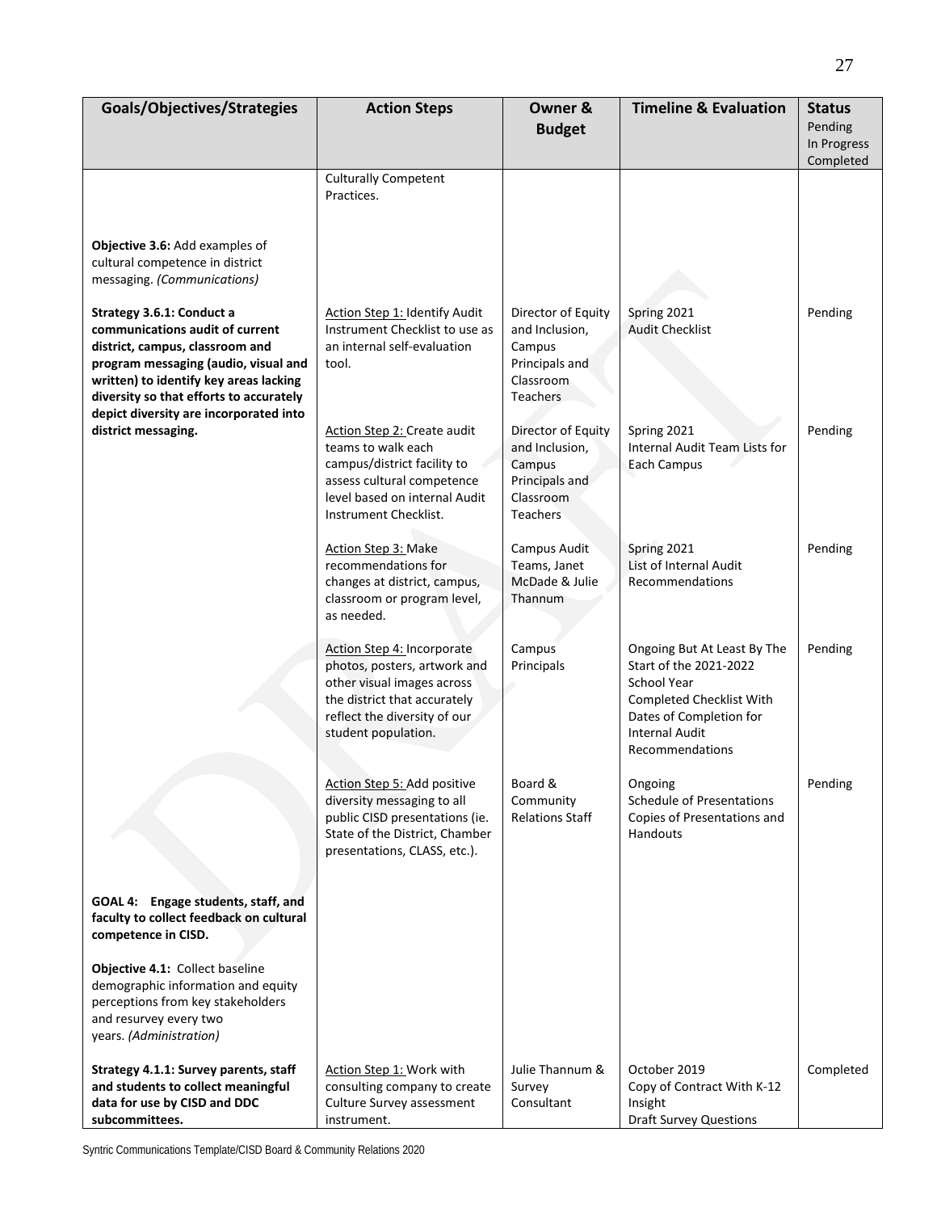| Goals/Objectives/Strategies | Action Steps | Owner & Budget | Timeline & Evaluation | Status<br>Pending<br>In Progress<br>Completed |
|---|---|---|---|---|
| | Culturally Competent Practices. | | | |
| **Objective 3.6:** Add examples of cultural competence in district messaging. *(Communications)* | | | | |
| **Strategy 3.6.1: Conduct a communications audit of current district, campus, classroom and program messaging (audio, visual and written) to identify key areas lacking diversity so that efforts to accurately depict diversity are incorporated into district messaging.** | Action Step 1: Identify Audit Instrument Checklist to use as an internal self-evaluation tool. | Director of Equity and Inclusion, Campus Principals and Classroom Teachers | Spring 2021<br>Audit Checklist | Pending |
| | Action Step 2: Create audit teams to walk each campus/district facility to assess cultural competence level based on internal Audit Instrument Checklist. | Director of Equity and Inclusion, Campus Principals and Classroom Teachers | Spring 2021<br>Internal Audit Team Lists for Each Campus | Pending |
| | Action Step 3: Make recommendations for changes at district, campus, classroom or program level, as needed. | Campus Audit Teams, Janet McDade & Julie Thannum | Spring 2021<br>List of Internal Audit Recommendations | Pending |
| | Action Step 4: Incorporate photos, posters, artwork and other visual images across the district that accurately reflect the diversity of our student population. | Campus Principals | Ongoing But At Least By The Start of the 2021-2022 School Year<br>Completed Checklist With Dates of Completion for Internal Audit Recommendations | Pending |
| | Action Step 5: Add positive diversity messaging to all public CISD presentations (ie. State of the District, Chamber presentations, CLASS, etc.). | Board & Community Relations Staff | Ongoing<br>Schedule of Presentations<br>Copies of Presentations and Handouts | Pending |
| **GOAL 4: Engage students, staff, and faculty to collect feedback on cultural competence in CISD.** | | | | |
| **Objective 4.1:** Collect baseline demographic information and equity perceptions from key stakeholders and resurvey every two years. *(Administration)* | | | | |
| **Strategy 4.1.1: Survey parents, staff and students to collect meaningful data for use by CISD and DDC subcommittees.** | Action Step 1: Work with consulting company to create Culture Survey assessment instrument. | Julie Thannum & Survey Consultant | October 2019<br>Copy of Contract With K-12 Insight<br>Draft Survey Questions | Completed |

Syntric Communications Template/CISD Board & Community Relations 2020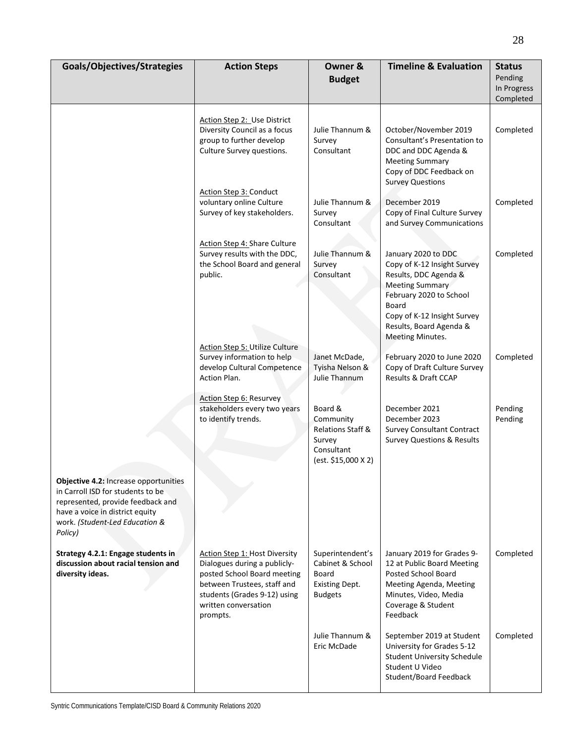| Goals/Objectives/Strategies | Action Steps | Owner & Budget | Timeline & Evaluation | Status Pending In Progress Completed |
|---|---|---|---|---|
| | Action Step 2: Use District Diversity Council as a focus group to further develop Culture Survey questions. | Julie Thannum & Survey Consultant | October/November 2019 Consultant's Presentation to DDC and DDC Agenda & Meeting Summary Copy of DDC Feedback on Survey Questions | Completed |
| | Action Step 3: Conduct voluntary online Culture Survey of key stakeholders. | Julie Thannum & Survey Consultant | December 2019 Copy of Final Culture Survey and Survey Communications | Completed |
| | Action Step 4: Share Culture Survey results with the DDC, the School Board and general public. | Julie Thannum & Survey Consultant | January 2020 to DDC Copy of K-12 Insight Survey Results, DDC Agenda & Meeting Summary February 2020 to School Board Copy of K-12 Insight Survey Results, Board Agenda & Meeting Minutes. | Completed |
| | Action Step 5: Utilize Culture Survey information to help develop Cultural Competence Action Plan. | Janet McDade, Tyisha Nelson & Julie Thannum | February 2020 to June 2020 Copy of Draft Culture Survey Results & Draft CCAP | Completed |
| | Action Step 6: Resurvey stakeholders every two years to identify trends. | Board & Community Relations Staff & Survey Consultant (est. $15,000 X 2) | December 2021 December 2023 Survey Consultant Contract Survey Questions & Results | Pending Pending |
| **Objective 4.2:** Increase opportunities in Carroll ISD for students to be represented, provide feedback and have a voice in district equity work. *(Student-Led Education & Policy)* | | | | |
| **Strategy 4.2.1: Engage students in discussion about racial tension and diversity ideas.** | Action Step 1: Host Diversity Dialogues during a publicly-posted School Board meeting between Trustees, staff and students (Grades 9-12) using written conversation prompts. | Superintendent's Cabinet & School Board Existing Dept. Budgets | January 2019 for Grades 9-12 at Public Board Meeting Posted School Board Meeting Agenda, Meeting Minutes, Video, Media Coverage & Student Feedback | Completed |
| | | Julie Thannum & Eric McDade | September 2019 at Student University for Grades 5-12 Student University Schedule Student U Video Student/Board Feedback | Completed |

Syntric Communications Template/CISD Board & Community Relations 2020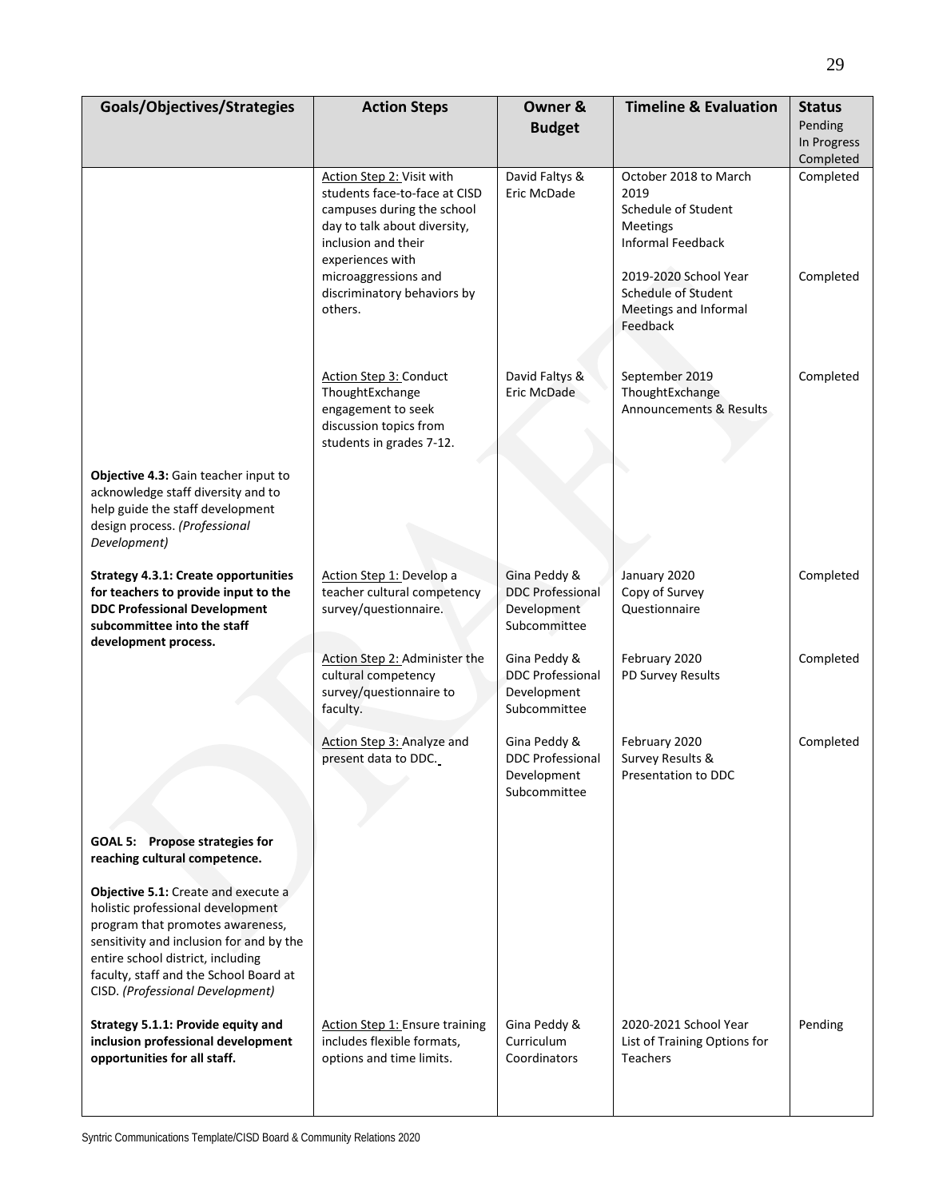| Goals/Objectives/Strategies | Action Steps | Owner & Budget | Timeline & Evaluation | Status Pending In Progress Completed |
|---|---|---|---|---|
| | Action Step 2: Visit with students face-to-face at CISD campuses during the school day to talk about diversity, inclusion and their experiences with microaggressions and discriminatory behaviors by others. | David Faltys & Eric McDade | October 2018 to March 2019 Schedule of Student Meetings Informal Feedback<br><br>2019-2020 School Year Schedule of Student Meetings and Informal Feedback | Completed<br><br>Completed |
| | Action Step 3: Conduct ThoughtExchange engagement to seek discussion topics from students in grades 7-12. | David Faltys & Eric McDade | September 2019 ThoughtExchange Announcements & Results | Completed |
| **Objective 4.3:** Gain teacher input to acknowledge staff diversity and to help guide the staff development design process. *(Professional Development)* | | | | |
| **Strategy 4.3.1: Create opportunities for teachers to provide input to the DDC Professional Development subcommittee into the staff development process.** | Action Step 1: Develop a teacher cultural competency survey/questionnaire. | Gina Peddy & DDC Professional Development Subcommittee | January 2020 Copy of Survey Questionnaire | Completed |
| | Action Step 2: Administer the cultural competency survey/questionnaire to faculty. | Gina Peddy & DDC Professional Development Subcommittee | February 2020 PD Survey Results | Completed |
| | Action Step 3: Analyze and present data to DDC. | Gina Peddy & DDC Professional Development Subcommittee | February 2020 Survey Results & Presentation to DDC | Completed |
| **GOAL 5: Propose strategies for reaching cultural competence.**<br><br>**Objective 5.1:** Create and execute a holistic professional development program that promotes awareness, sensitivity and inclusion for and by the entire school district, including faculty, staff and the School Board at CISD. *(Professional Development)* | | | | |
| **Strategy 5.1.1: Provide equity and inclusion professional development opportunities for all staff.** | Action Step 1: Ensure training includes flexible formats, options and time limits. | Gina Peddy & Curriculum Coordinators | 2020-2021 School Year List of Training Options for Teachers | Pending |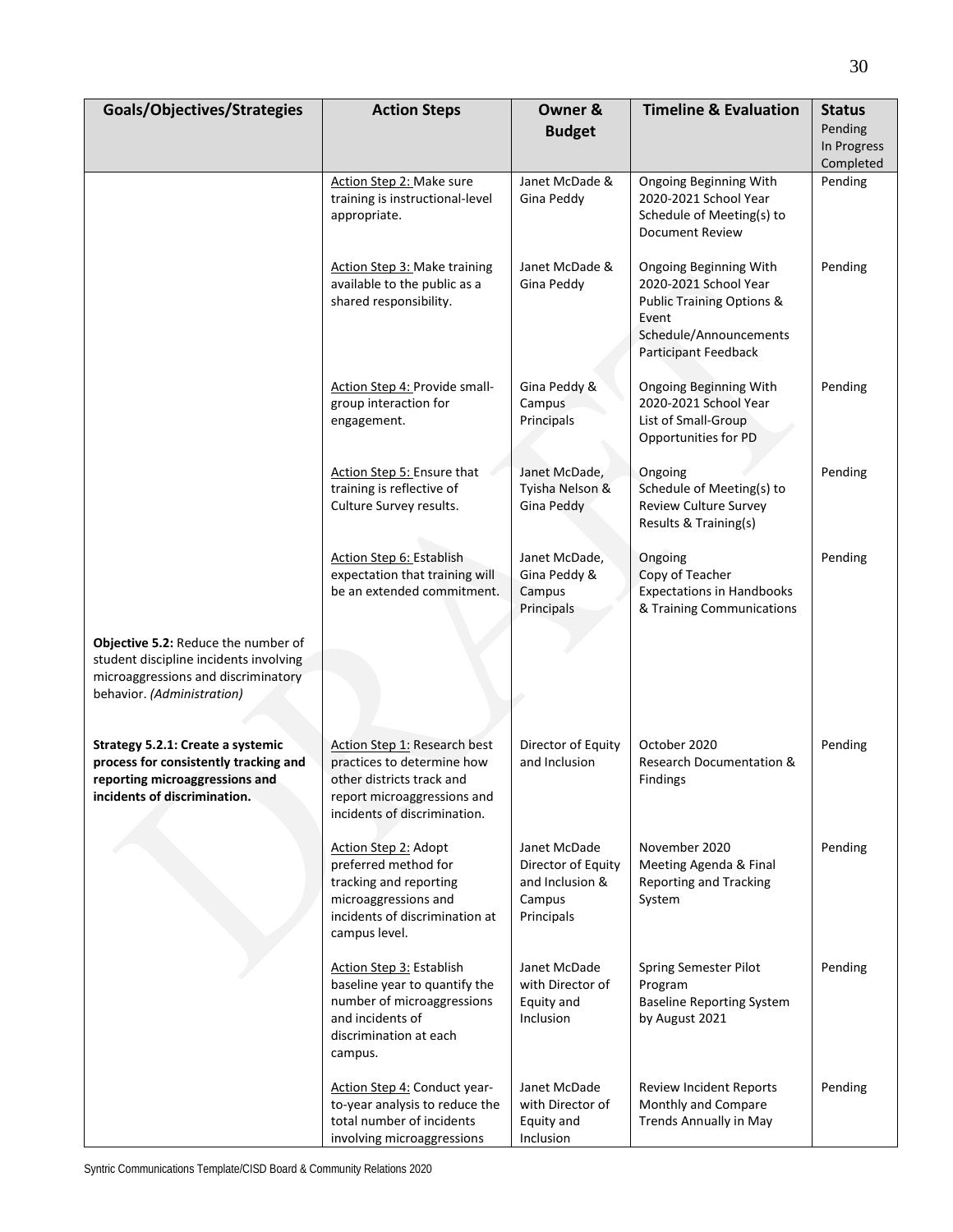| Goals/Objectives/Strategies | Action Steps | Owner & Budget | Timeline & Evaluation | Status Pending In Progress Completed |
|---|---|---|---|---|
| | Action Step 2: Make sure training is instructional-level appropriate. | Janet McDade & Gina Peddy | Ongoing Beginning With 2020-2021 School Year Schedule of Meeting(s) to Document Review | Pending |
| | Action Step 3: Make training available to the public as a shared responsibility. | Janet McDade & Gina Peddy | Ongoing Beginning With 2020-2021 School Year Public Training Options & Event Schedule/Announcements Participant Feedback | Pending |
| | Action Step 4: Provide small-group interaction for engagement. | Gina Peddy & Campus Principals | Ongoing Beginning With 2020-2021 School Year List of Small-Group Opportunities for PD | Pending |
| | Action Step 5: Ensure that training is reflective of Culture Survey results. | Janet McDade, Tyisha Nelson & Gina Peddy | Ongoing Schedule of Meeting(s) to Review Culture Survey Results & Training(s) | Pending |
| | Action Step 6: Establish expectation that training will be an extended commitment. | Janet McDade, Gina Peddy & Campus Principals | Ongoing Copy of Teacher Expectations in Handbooks & Training Communications | Pending |
| **Objective 5.2:** Reduce the number of student discipline incidents involving microaggressions and discriminatory behavior. *(Administration)* | | | | |
| **Strategy 5.2.1: Create a systemic process for consistently tracking and reporting microaggressions and incidents of discrimination.** | Action Step 1: Research best practices to determine how other districts track and report microaggressions and incidents of discrimination. | Director of Equity and Inclusion | October 2020 Research Documentation & Findings | Pending |
| | Action Step 2: Adopt preferred method for tracking and reporting microaggressions and incidents of discrimination at campus level. | Janet McDade Director of Equity and Inclusion & Campus Principals | November 2020 Meeting Agenda & Final Reporting and Tracking System | Pending |
| | Action Step 3: Establish baseline year to quantify the number of microaggressions and incidents of discrimination at each campus. | Janet McDade with Director of Equity and Inclusion | Spring Semester Pilot Program Baseline Reporting System by August 2021 | Pending |
| | Action Step 4: Conduct year-to-year analysis to reduce the total number of incidents involving microaggressions | Janet McDade with Director of Equity and Inclusion | Review Incident Reports Monthly and Compare Trends Annually in May | Pending |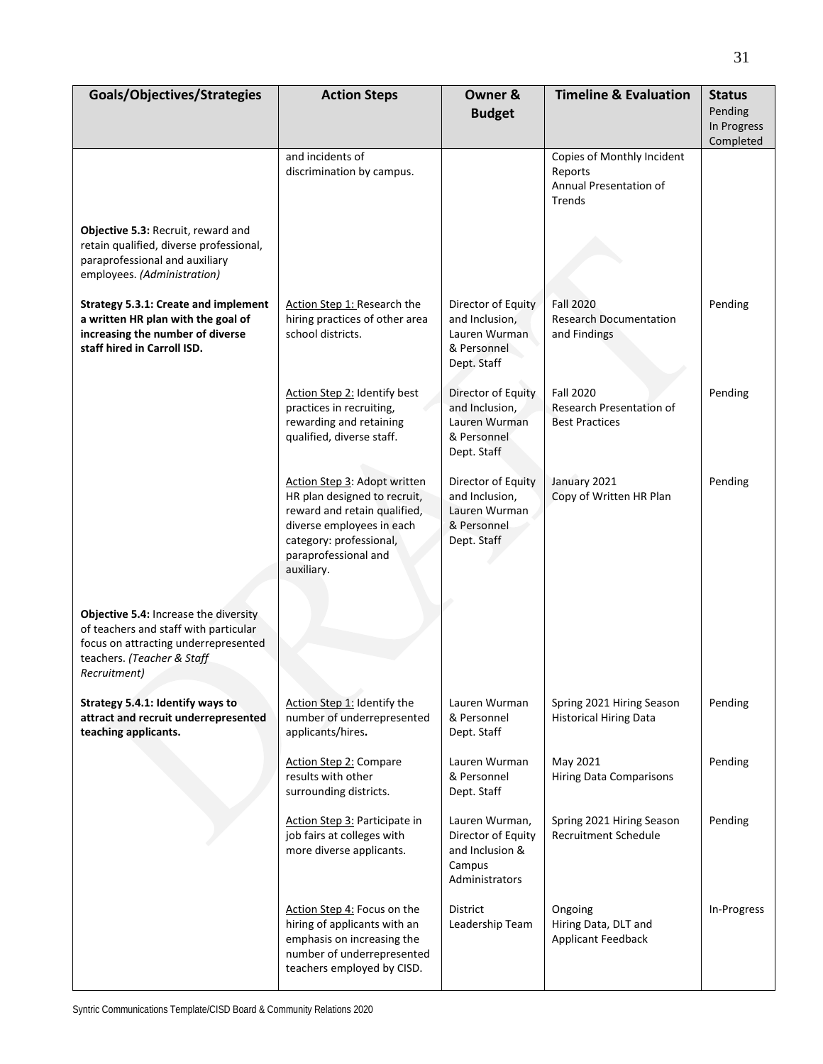| Goals/Objectives/Strategies | Action Steps | Owner & Budget | Timeline & Evaluation | Status Pending In Progress Completed |
|---|---|---|---|---|
| | and incidents of discrimination by campus. | | Copies of Monthly Incident Reports<br>Annual Presentation of Trends | |
| **Objective 5.3:** Recruit, reward and retain qualified, diverse professional, paraprofessional and auxiliary employees. *(Administration)* | | | | |
| **Strategy 5.3.1: Create and implement a written HR plan with the goal of increasing the number of diverse staff hired in Carroll ISD.** | Action Step 1: Research the hiring practices of other area school districts. | Director of Equity and Inclusion, Lauren Wurman & Personnel Dept. Staff | Fall 2020<br>Research Documentation and Findings | Pending |
| | Action Step 2: Identify best practices in recruiting, rewarding and retaining qualified, diverse staff. | Director of Equity and Inclusion, Lauren Wurman & Personnel Dept. Staff | Fall 2020<br>Research Presentation of Best Practices | Pending |
| | Action Step 3: Adopt written HR plan designed to recruit, reward and retain qualified, diverse employees in each category: professional, paraprofessional and auxiliary. | Director of Equity and Inclusion, Lauren Wurman & Personnel Dept. Staff | January 2021<br>Copy of Written HR Plan | Pending |
| **Objective 5.4:** Increase the diversity of teachers and staff with particular focus on attracting underrepresented teachers. *(Teacher & Staff Recruitment)* | | | | |
| **Strategy 5.4.1: Identify ways to attract and recruit underrepresented teaching applicants.** | Action Step 1: Identify the number of underrepresented applicants/hires. | Lauren Wurman & Personnel Dept. Staff | Spring 2021 Hiring Season<br>Historical Hiring Data | Pending |
| | Action Step 2: Compare results with other surrounding districts. | Lauren Wurman & Personnel Dept. Staff | May 2021<br>Hiring Data Comparisons | Pending |
| | Action Step 3: Participate in job fairs at colleges with more diverse applicants. | Lauren Wurman, Director of Equity and Inclusion & Campus Administrators | Spring 2021 Hiring Season<br>Recruitment Schedule | Pending |
| | Action Step 4: Focus on the hiring of applicants with an emphasis on increasing the number of underrepresented teachers employed by CISD. | District Leadership Team | Ongoing<br>Hiring Data, DLT and Applicant Feedback | In-Progress |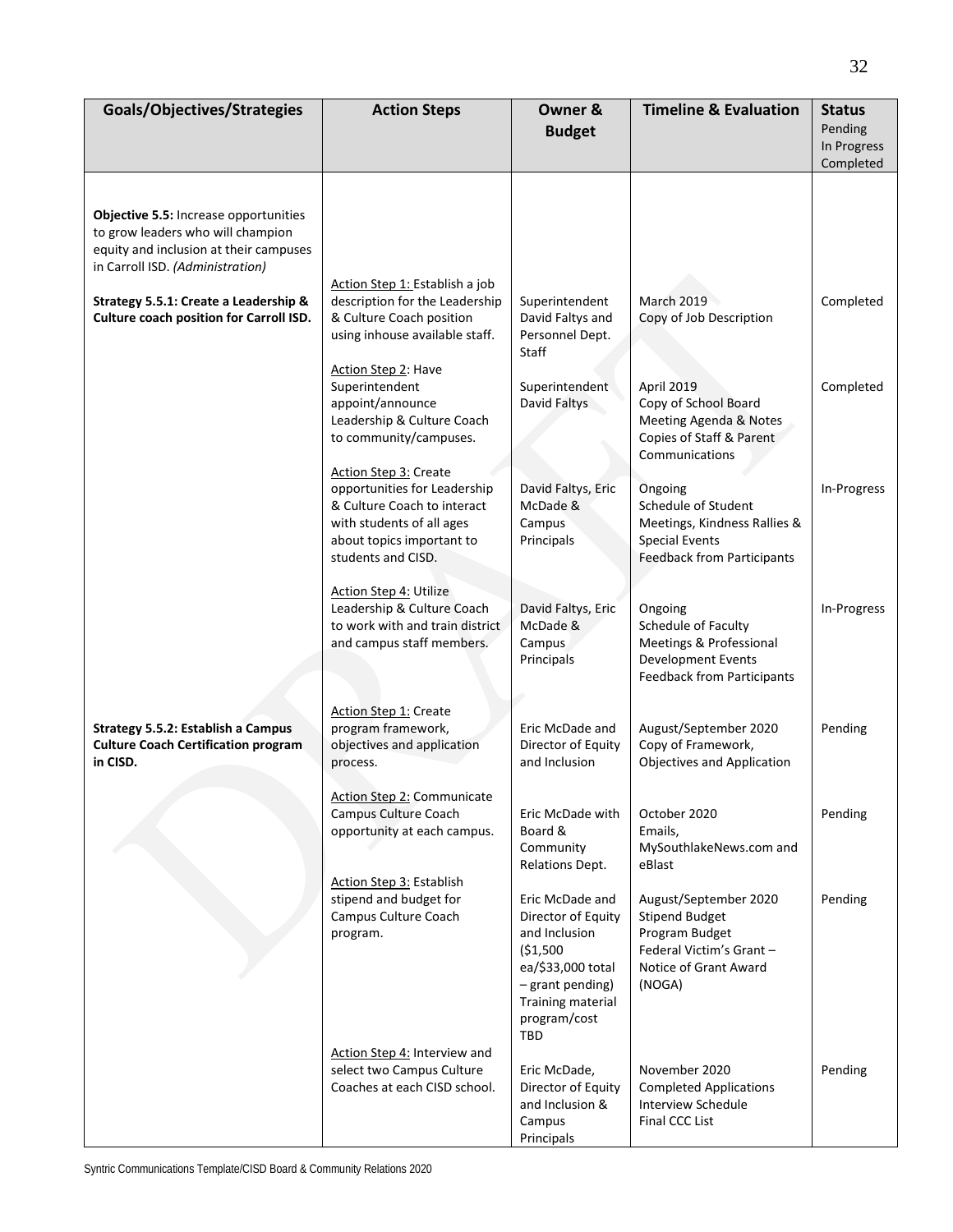| Goals/Objectives/Strategies | Action Steps | Owner & Budget | Timeline & Evaluation | Status Pending In Progress Completed |
|---|---|---|---|---|
| **Objective 5.5:** Increase opportunities to grow leaders who will champion equity and inclusion at their campuses in Carroll ISD. *(Administration)* | | | | |
| **Strategy 5.5.1: Create a Leadership & Culture coach position for Carroll ISD.** | Action Step 1: Establish a job description for the Leadership & Culture Coach position using inhouse available staff. | Superintendent David Faltys and Personnel Dept. Staff | March 2019 Copy of Job Description | Completed |
| | Action Step 2: Have Superintendent appoint/announce Leadership & Culture Coach to community/campuses. | Superintendent David Faltys | April 2019 Copy of School Board Meeting Agenda & Notes Copies of Staff & Parent Communications | Completed |
| | Action Step 3: Create opportunities for Leadership & Culture Coach to interact with students of all ages about topics important to students and CISD. | David Faltys, Eric McDade & Campus Principals | Ongoing Schedule of Student Meetings, Kindness Rallies & Special Events Feedback from Participants | In-Progress |
| | Action Step 4: Utilize Leadership & Culture Coach to work with and train district and campus staff members. | David Faltys, Eric McDade & Campus Principals | Ongoing Schedule of Faculty Meetings & Professional Development Events Feedback from Participants | In-Progress |
| **Strategy 5.5.2: Establish a Campus Culture Coach Certification program in CISD.** | Action Step 1: Create program framework, objectives and application process. | Eric McDade and Director of Equity and Inclusion | August/September 2020 Copy of Framework, Objectives and Application | Pending |
| | Action Step 2: Communicate Campus Culture Coach opportunity at each campus. | Eric McDade with Board & Community Relations Dept. | October 2020 Emails, MySouthlakeNews.com and eBlast | Pending |
| | Action Step 3: Establish stipend and budget for Campus Culture Coach program. | Eric McDade and Director of Equity and Inclusion ($1,500 ea/$33,000 total – grant pending) Training material program/cost TBD | August/September 2020 Stipend Budget Program Budget Federal Victim's Grant – Notice of Grant Award (NOGA) | Pending |
| | Action Step 4: Interview and select two Campus Culture Coaches at each CISD school. | Eric McDade, Director of Equity and Inclusion & Campus Principals | November 2020 Completed Applications Interview Schedule Final CCC List | Pending |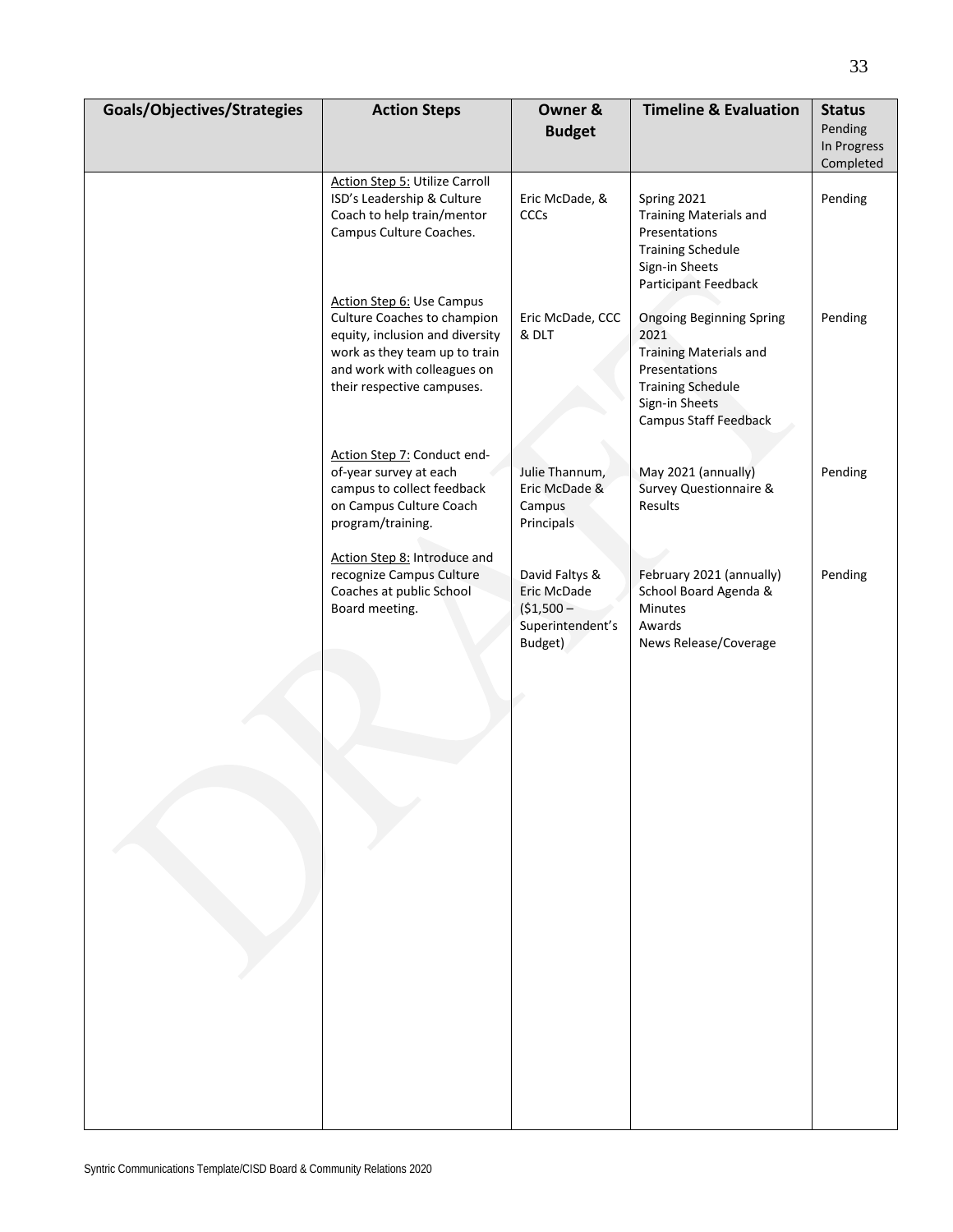| Goals/Objectives/Strategies | Action Steps | Owner & Budget | Timeline & Evaluation | Status Pending In Progress Completed |
|---|---|---|---|---|
| | Action Step 5: Utilize Carroll ISD's Leadership & Culture Coach to help train/mentor Campus Culture Coaches. | Eric McDade, & CCCs | Spring 2021<br>Training Materials and Presentations<br>Training Schedule<br>Sign-in Sheets<br>Participant Feedback | Pending |
| | Action Step 6: Use Campus Culture Coaches to champion equity, inclusion and diversity work as they team up to train and work with colleagues on their respective campuses. | Eric McDade, CCC & DLT | Ongoing Beginning Spring 2021<br>Training Materials and Presentations<br>Training Schedule<br>Sign-in Sheets<br>Campus Staff Feedback | Pending |
| | Action Step 7: Conduct end-of-year survey at each campus to collect feedback on Campus Culture Coach program/training. | Julie Thannum, Eric McDade & Campus Principals | May 2021 (annually)<br>Survey Questionnaire & Results | Pending |
| | Action Step 8: Introduce and recognize Campus Culture Coaches at public School Board meeting. | David Faltys & Eric McDade ($1,500 – Superintendent's Budget) | February 2021 (annually)<br>School Board Agenda & Minutes<br>Awards<br>News Release/Coverage | Pending |

Syntric Communications Template/CISD Board & Community Relations 2020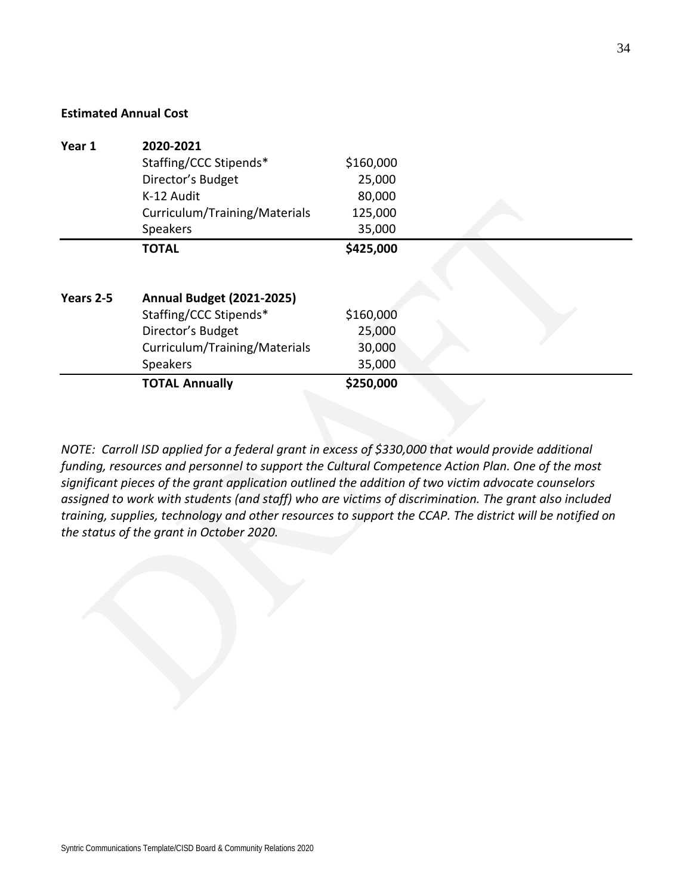**Estimated Annual Cost**

| | | |
|---|---|---|
| **Year 1** | **2020-2021** | |
| | Staffing/CCC Stipends* | $160,000 |
| | Director's Budget | 25,000 |
| | K-12 Audit | 80,000 |
| | Curriculum/Training/Materials | 125,000 |
| | Speakers | 35,000 |
| | **TOTAL** | **$425,000** |

| | | |
|---|---|---|
| **Years 2-5** | **Annual Budget (2021-2025)** | |
| | Staffing/CCC Stipends* | $160,000 |
| | Director's Budget | 25,000 |
| | Curriculum/Training/Materials | 30,000 |
| | Speakers | 35,000 |
| | **TOTAL Annually** | **$250,000** |

*NOTE: Carroll ISD applied for a federal grant in excess of $330,000 that would provide additional funding, resources and personnel to support the Cultural Competence Action Plan. One of the most significant pieces of the grant application outlined the addition of two victim advocate counselors assigned to work with students (and staff) who are victims of discrimination. The grant also included training, supplies, technology and other resources to support the CCAP. The district will be notified on the status of the grant in October 2020.*